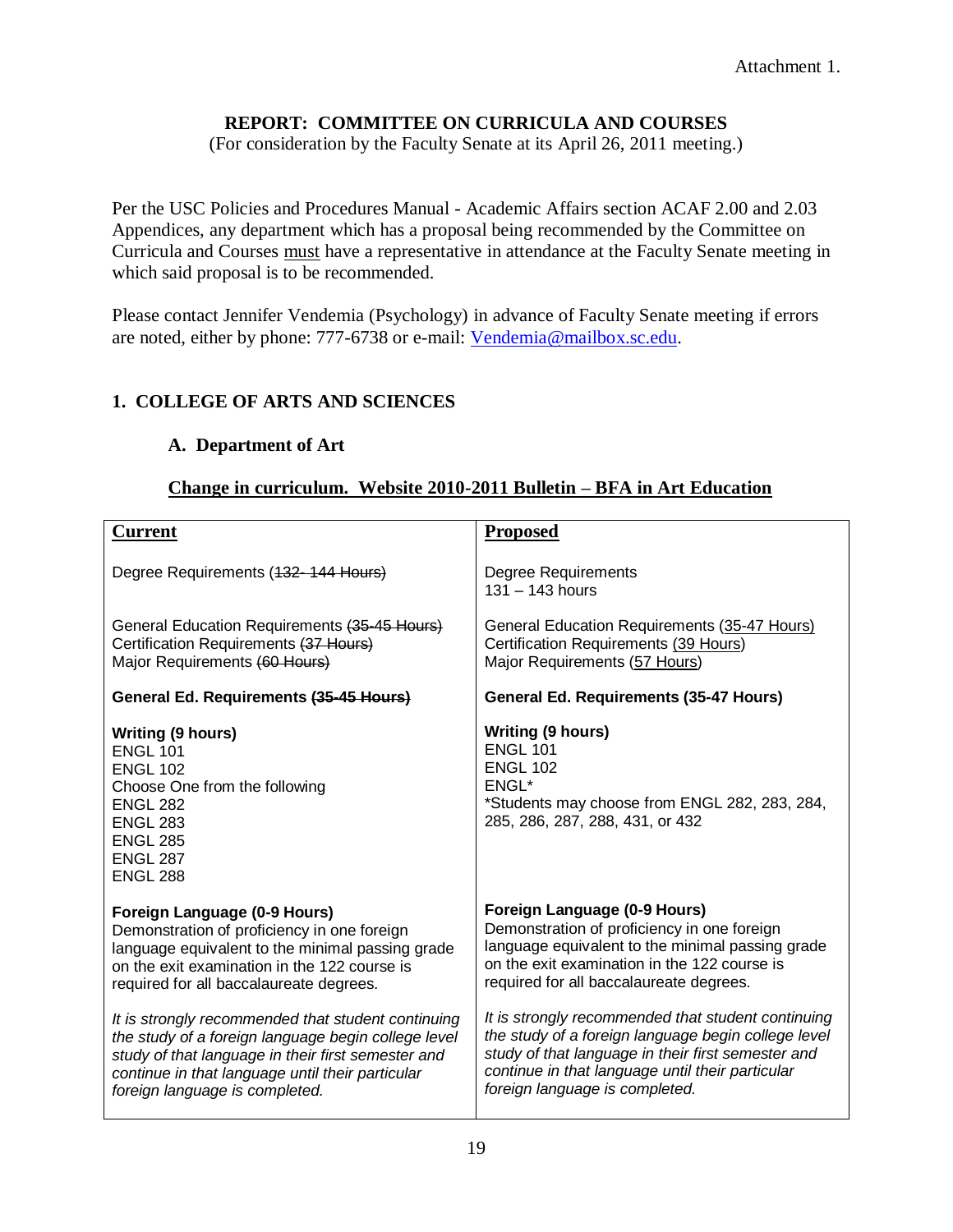Attachment 1.

## REPORT: COMMITTEE ON CURRICULA AND COURSES

(For consideration by the Faculty Senate at its April 26, 2011 meeting.)

Per the USC Policies and Procedures Manual - Academic Affairs section ACAF 2.00 and 2.03 Appendices, any department which has a proposal being recommended by the Committee on Curricula and Courses <u>must</u> have a representative in attendance at the Faculty Senate meeting in which said proposal is to be recommended.

Please contact Jennifer Vendemia (Psychology) in advance of Faculty Senate meeting if errors are noted, either by phone: 777-6738 or e-mail: Vendemia@mailbox.sc.edu.

### 1. COLLEGE OF ARTS AND SCIENCES

#### A. Department of Art

**<u>Change in curriculum. Website 2010-2011 Bulletin – BFA in Art Education</u>**

| **<u>Current</u>** | **<u>Proposed</u>** |
|---|---|
| Degree Requirements ~~(132- 144 Hours)~~ | Degree Requirements<br>131 – 143 hours |
| General Education Requirements ~~(35-45 Hours)~~<br>Certification Requirements ~~(37 Hours)~~<br>Major Requirements ~~(60 Hours)~~ | General Education Requirements (<u>35-47 Hours</u>)<br>Certification Requirements (<u>39 Hours</u>)<br>Major Requirements (<u>57 Hours</u>) |
| **General Ed. Requirements ~~(35-45 Hours)~~** | **General Ed. Requirements (35-47 Hours)** |
| **Writing (9 hours)**<br>ENGL 101<br>ENGL 102<br>Choose One from the following<br>ENGL 282<br>ENGL 283<br>ENGL 285<br>ENGL 287<br>ENGL 288 | **Writing (9 hours)**<br>ENGL 101<br>ENGL 102<br>ENGL*<br>*Students may choose from ENGL 282, 283, 284, 285, 286, 287, 288, 431, or 432 |
| **Foreign Language (0-9 Hours)**<br>Demonstration of proficiency in one foreign language equivalent to the minimal passing grade on the exit examination in the 122 course is required for all baccalaureate degrees. | **Foreign Language (0-9 Hours)**<br>Demonstration of proficiency in one foreign language equivalent to the minimal passing grade on the exit examination in the 122 course is required for all baccalaureate degrees. |
| *It is strongly recommended that student continuing the study of a foreign language begin college level study of that language in their first semester and continue in that language until their particular foreign language is completed.* | *It is strongly recommended that student continuing the study of a foreign language begin college level study of that language in their first semester and continue in that language until their particular foreign language is completed.* |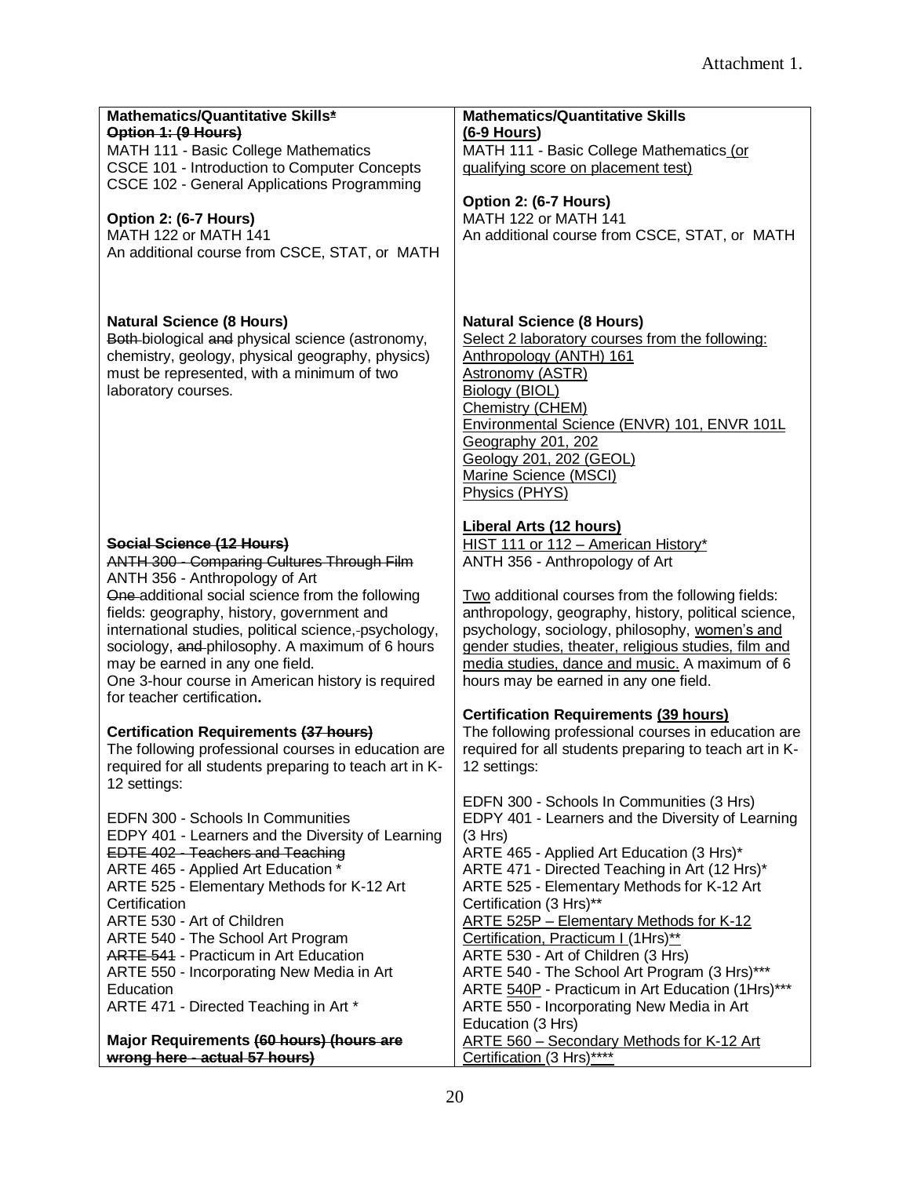Attachment 1.

| | |
|---|---|
| **Mathematics/Quantitative Skills*** <br> ~~**Option 1: (9 Hours)**~~ <br> MATH 111 - Basic College Mathematics <br> CSCE 101 - Introduction to Computer Concepts <br> CSCE 102 - General Applications Programming <br><br> **Option 2: (6-7 Hours)** <br> MATH 122 or MATH 141 <br> An additional course from CSCE, STAT, or MATH | **Mathematics/Quantitative Skills** <br> **(6-9 Hours)** <br> MATH 111 - Basic College Mathematics (or qualifying score on placement test) <br><br> **Option 2: (6-7 Hours)** <br> MATH 122 or MATH 141 <br> An additional course from CSCE, STAT, or MATH |
| **Natural Science (8 Hours)** <br> ~~Both~~ biological ~~and~~ physical science (astronomy, chemistry, geology, physical geography, physics) must be represented, with a minimum of two laboratory courses. | **Natural Science (8 Hours)** <br> Select 2 laboratory courses from the following: <br> Anthropology (ANTH) 161 <br> Astronomy (ASTR) <br> Biology (BIOL) <br> Chemistry (CHEM) <br> Environmental Science (ENVR) 101, ENVR 101L <br> Geography 201, 202 <br> Geology 201, 202 (GEOL) <br> Marine Science (MSCI) <br> Physics (PHYS) |
| ~~**Social Science (12 Hours)**~~ <br> ~~ANTH 300 - Comparing Cultures Through Film~~ <br> ANTH 356 - Anthropology of Art <br> ~~One~~ additional social science from the following fields: geography, history, government and international studies, political science, psychology, sociology, ~~and~~ philosophy. A maximum of 6 hours may be earned in any one field. <br> One 3-hour course in American history is required for teacher certification. | **Liberal Arts (12 hours)** <br> HIST 111 or 112 – American History* <br> ANTH 356 - Anthropology of Art <br><br> Two additional courses from the following fields: anthropology, geography, history, political science, psychology, sociology, philosophy, women's and gender studies, theater, religious studies, film and media studies, dance and music. A maximum of 6 hours may be earned in any one field. |
| **Certification Requirements ~~(37 hours)~~** <br> The following professional courses in education are required for all students preparing to teach art in K-12 settings: <br><br> EDFN 300 - Schools In Communities <br> EDPY 401 - Learners and the Diversity of Learning <br> ~~EDTE 402 - Teachers and Teaching~~ <br> ARTE 465 - Applied Art Education * <br> ARTE 525 - Elementary Methods for K-12 Art Certification <br> ARTE 530 - Art of Children <br> ARTE 540 - The School Art Program <br> ~~ARTE 541~~ - Practicum in Art Education <br> ARTE 550 - Incorporating New Media in Art Education <br> ARTE 471 - Directed Teaching in Art * | **Certification Requirements (39 hours)** <br> The following professional courses in education are required for all students preparing to teach art in K-12 settings: <br><br> EDFN 300 - Schools In Communities (3 Hrs) <br> EDPY 401 - Learners and the Diversity of Learning (3 Hrs) <br> ARTE 465 - Applied Art Education (3 Hrs)* <br> ARTE 471 - Directed Teaching in Art (12 Hrs)* <br> ARTE 525 - Elementary Methods for K-12 Art Certification (3 Hrs)** <br> ARTE 525P – Elementary Methods for K-12 Certification, Practicum I (1Hrs)** <br> ARTE 530 - Art of Children (3 Hrs) <br> ARTE 540 - The School Art Program (3 Hrs)*** <br> ARTE 540P - Practicum in Art Education (1Hrs)*** <br> ARTE 550 - Incorporating New Media in Art Education (3 Hrs) <br> ARTE 560 – Secondary Methods for K-12 Art Certification (3 Hrs)**** |
| **Major Requirements ~~(60 hours) (hours are wrong here - actual 57 hours)~~** | |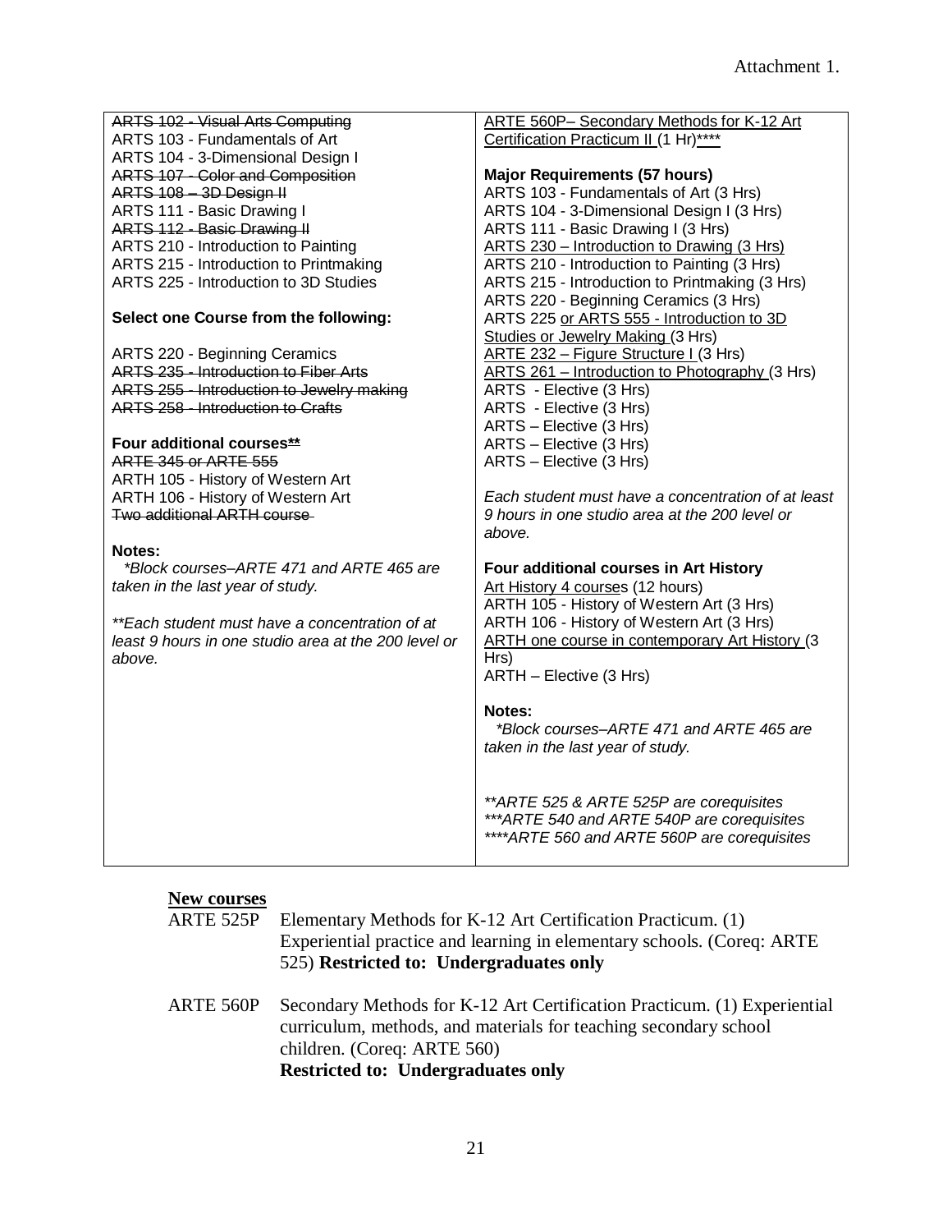Attachment 1.

| | |
|---|---|
| ~~ARTS 102 - Visual Arts Computing~~<br>ARTS 103 - Fundamentals of Art<br>ARTS 104 - 3-Dimensional Design I<br>~~ARTS 107 - Color and Composition~~<br>~~ARTS 108 – 3D Design II~~<br>ARTS 111 - Basic Drawing I<br>~~ARTS 112 - Basic Drawing II~~<br>ARTS 210 - Introduction to Painting<br>ARTS 215 - Introduction to Printmaking<br>ARTS 225 - Introduction to 3D Studies<br><br>**Select one Course from the following:**<br><br>ARTS 220 - Beginning Ceramics<br>~~ARTS 235 - Introduction to Fiber Arts~~<br>~~ARTS 255 - Introduction to Jewelry making~~<br>~~ARTS 258 - Introduction to Crafts~~<br><br>**Four additional courses<u>**</u>**<br>~~ARTE 345 or ARTE 555~~<br>ARTH 105 - History of Western Art<br>ARTH 106 - History of Western Art<br>~~Two additional ARTH course~~<br><br>**Notes:**<br>*\*Block courses–ARTE 471 and ARTE 465 are taken in the last year of study.*<br><br>*\*\*Each student must have a concentration of at least 9 hours in one studio area at the 200 level or above.* | <u>ARTE 560P– Secondary Methods for K-12 Art Certification Practicum II</u> (1 Hr)<u>****</u><br><br>**Major Requirements (57 hours)**<br>ARTS 103 - Fundamentals of Art (3 Hrs)<br>ARTS 104 - 3-Dimensional Design I (3 Hrs)<br>ARTS 111 - Basic Drawing I (3 Hrs)<br><u>ARTS 230 – Introduction to Drawing (3 Hrs)</u><br>ARTS 210 - Introduction to Painting (3 Hrs)<br>ARTS 215 - Introduction to Printmaking (3 Hrs)<br>ARTS 220 - Beginning Ceramics (3 Hrs)<br>ARTS 225 <u>or ARTS 555 - Introduction to 3D Studies or Jewelry Making</u> (3 Hrs)<br><u>ARTE 232 – Figure Structure I</u> (3 Hrs)<br><u>ARTS 261 – Introduction to Photography</u> (3 Hrs)<br>ARTS - Elective (3 Hrs)<br>ARTS - Elective (3 Hrs)<br>ARTS – Elective (3 Hrs)<br>ARTS – Elective (3 Hrs)<br>ARTS – Elective (3 Hrs)<br><br>*Each student must have a concentration of at least 9 hours in one studio area at the 200 level or above.*<br><br>**Four additional courses in Art History**<br><u>Art History 4 course</u>s (12 hours)<br>ARTH 105 - History of Western Art (3 Hrs)<br>ARTH 106 - History of Western Art (3 Hrs)<br><u>ARTH one course in contemporary Art History</u> (3 Hrs)<br>ARTH – Elective (3 Hrs)<br><br>**Notes:**<br>*\*Block courses–ARTE 471 and ARTE 465 are taken in the last year of study.*<br><br>*\*\*ARTE 525 & ARTE 525P are corequisites*<br>*\*\*\*ARTE 540 and ARTE 540P are corequisites*<br>*\*\*\*\*ARTE 560 and ARTE 560P are corequisites* |

**<u>New courses</u>**

ARTE 525P Elementary Methods for K-12 Art Certification Practicum. (1) Experiential practice and learning in elementary schools. (Coreq: ARTE 525) **Restricted to: Undergraduates only**

ARTE 560P Secondary Methods for K-12 Art Certification Practicum. (1) Experiential curriculum, methods, and materials for teaching secondary school children. (Coreq: ARTE 560)
**Restricted to: Undergraduates only**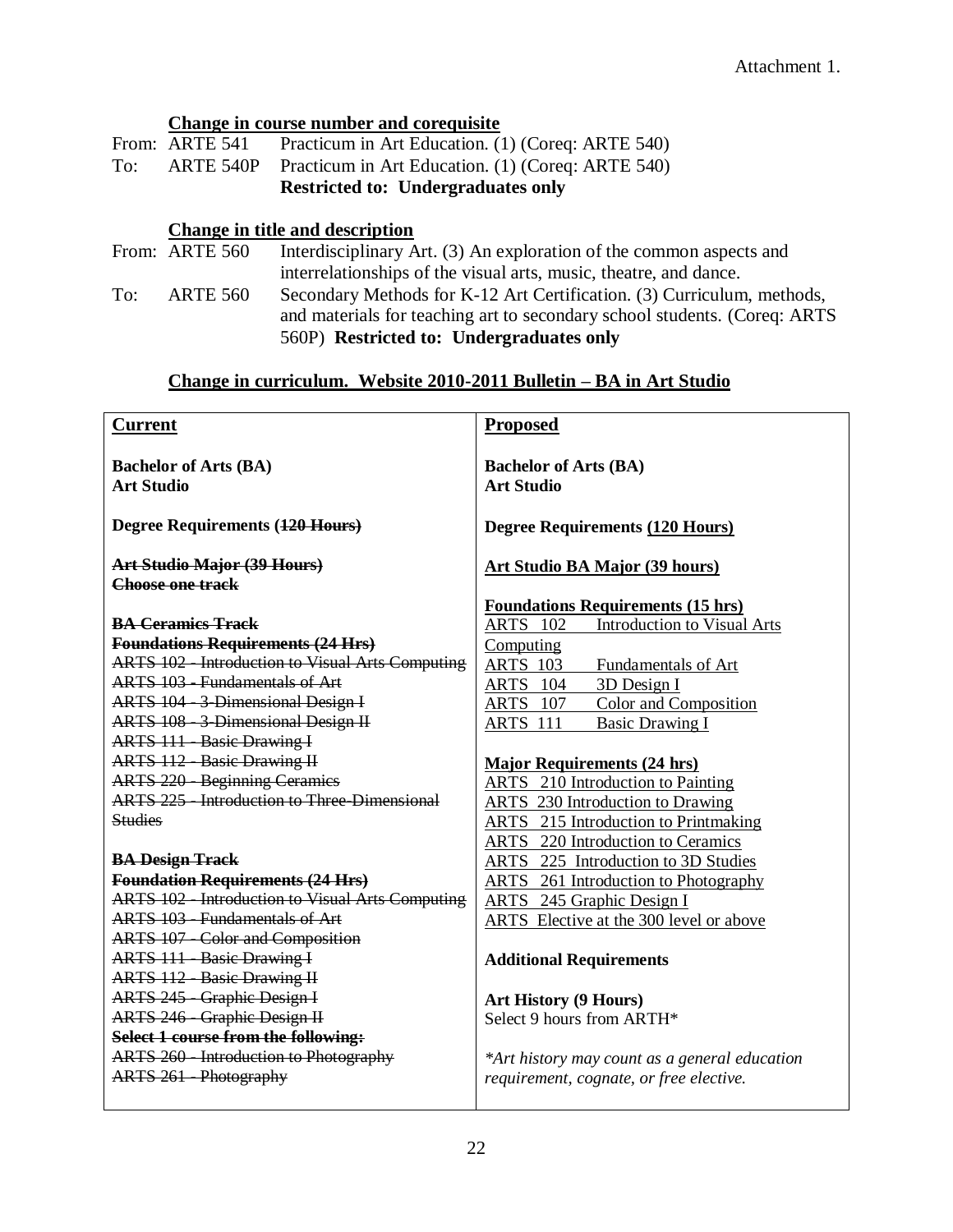Attachment 1.

**Change in course number and corequisite**

From: ARTE 541 Practicum in Art Education. (1) (Coreq: ARTE 540)
To: ARTE 540P Practicum in Art Education. (1) (Coreq: ARTE 540)
**Restricted to: Undergraduates only**

**Change in title and description**

From: ARTE 560 Interdisciplinary Art. (3) An exploration of the common aspects and interrelationships of the visual arts, music, theatre, and dance.
To: ARTE 560 Secondary Methods for K-12 Art Certification. (3) Curriculum, methods, and materials for teaching art to secondary school students. (Coreq: ARTS 560P) **Restricted to: Undergraduates only**

**Change in curriculum. Website 2010-2011 Bulletin – BA in Art Studio**

| **Current** | **Proposed** |
|---|---|
| **Bachelor of Arts (BA)**<br>**Art Studio**<br><br>**Degree Requirements (~~120 Hours~~)**<br><br>~~**Art Studio Major (39 Hours)**~~<br>~~**Choose one track**~~<br><br>~~**BA Ceramics Track**~~<br>~~**Foundations Requirements (24 Hrs)**~~<br>~~ARTS 102 - Introduction to Visual Arts Computing~~<br>~~ARTS 103 - Fundamentals of Art~~<br>~~ARTS 104 - 3-Dimensional Design I~~<br>~~ARTS 108 - 3-Dimensional Design II~~<br>~~ARTS 111 - Basic Drawing I~~<br>~~ARTS 112 - Basic Drawing II~~<br>~~ARTS 220 - Beginning Ceramics~~<br>~~ARTS 225 - Introduction to Three-Dimensional Studies~~<br><br>~~**BA Design Track**~~<br>~~**Foundation Requirements (24 Hrs)**~~<br>~~ARTS 102 - Introduction to Visual Arts Computing~~<br>~~ARTS 103 - Fundamentals of Art~~<br>~~ARTS 107 - Color and Composition~~<br>~~ARTS 111 - Basic Drawing I~~<br>~~ARTS 112 - Basic Drawing II~~<br>~~ARTS 245 - Graphic Design I~~<br>~~ARTS 246 - Graphic Design II~~<br>~~**Select 1 course from the following:**~~<br>~~ARTS 260 - Introduction to Photography~~<br>~~ARTS 261 - Photography~~ | **Bachelor of Arts (BA)**<br>**Art Studio**<br><br>**Degree Requirements <u>(120 Hours)</u>**<br><br>**<u>Art Studio BA Major (39 hours)</u>**<br><br>**<u>Foundations Requirements (15 hrs)</u>**<br><u>ARTS 102 Introduction to Visual Arts Computing</u><br><u>ARTS 103 Fundamentals of Art</u><br><u>ARTS 104 3D Design I</u><br><u>ARTS 107 Color and Composition</u><br><u>ARTS 111 Basic Drawing I</u><br><br>**<u>Major Requirements (24 hrs)</u>**<br><u>ARTS 210 Introduction to Painting</u><br><u>ARTS 230 Introduction to Drawing</u><br><u>ARTS 215 Introduction to Printmaking</u><br><u>ARTS 220 Introduction to Ceramics</u><br><u>ARTS 225 Introduction to 3D Studies</u><br><u>ARTS 261 Introduction to Photography</u><br><u>ARTS 245 Graphic Design I</u><br><u>ARTS Elective at the 300 level or above</u><br><br>**Additional Requirements**<br><br>**Art History (9 Hours)**<br>Select 9 hours from ARTH*<br><br>*\*Art history may count as a general education requirement, cognate, or free elective.* |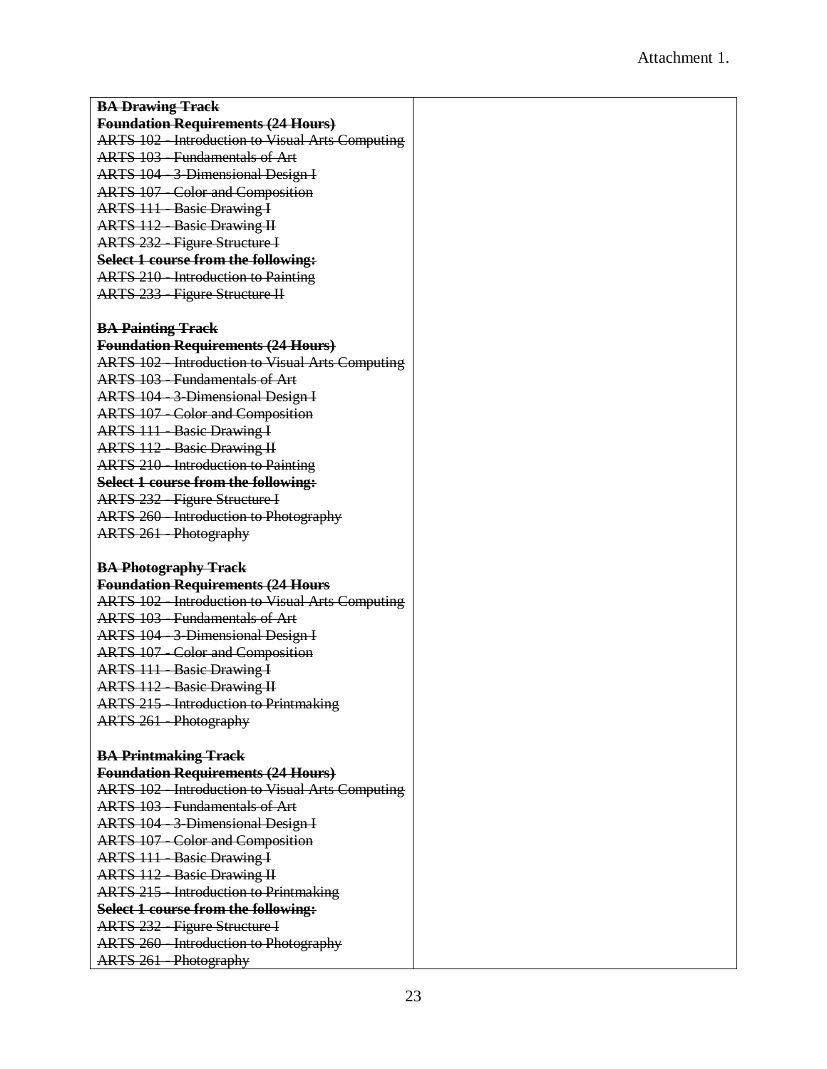Attachment 1.

| ~~**BA Drawing Track**~~<br>~~**Foundation Requirements (24 Hours)**~~<br>~~ARTS 102 - Introduction to Visual Arts Computing~~<br>~~ARTS 103 - Fundamentals of Art~~<br>~~ARTS 104 - 3-Dimensional Design I~~<br>~~ARTS 107 - Color and Composition~~<br>~~ARTS 111 - Basic Drawing I~~<br>~~ARTS 112 - Basic Drawing II~~<br>~~ARTS 232 - Figure Structure I~~<br>~~**Select 1 course from the following:**~~<br>~~ARTS 210 - Introduction to Painting~~<br>~~ARTS 233 - Figure Structure II~~<br><br>~~**BA Painting Track**~~<br>~~**Foundation Requirements (24 Hours)**~~<br>~~ARTS 102 - Introduction to Visual Arts Computing~~<br>~~ARTS 103 - Fundamentals of Art~~<br>~~ARTS 104 - 3-Dimensional Design I~~<br>~~ARTS 107 - Color and Composition~~<br>~~ARTS 111 - Basic Drawing I~~<br>~~ARTS 112 - Basic Drawing II~~<br>~~ARTS 210 - Introduction to Painting~~<br>~~**Select 1 course from the following:**~~<br>~~ARTS 232 - Figure Structure I~~<br>~~ARTS 260 - Introduction to Photography~~<br>~~ARTS 261 - Photography~~<br><br>~~**BA Photography Track**~~<br>~~**Foundation Requirements (24 Hours**~~<br>~~ARTS 102 - Introduction to Visual Arts Computing~~<br>~~ARTS 103 - Fundamentals of Art~~<br>~~ARTS 104 - 3-Dimensional Design I~~<br>~~ARTS 107 - Color and Composition~~<br>~~ARTS 111 - Basic Drawing I~~<br>~~ARTS 112 - Basic Drawing II~~<br>~~ARTS 215 - Introduction to Printmaking~~<br>~~ARTS 261 - Photography~~<br><br>~~**BA Printmaking Track**~~<br>~~**Foundation Requirements (24 Hours)**~~<br>~~ARTS 102 - Introduction to Visual Arts Computing~~<br>~~ARTS 103 - Fundamentals of Art~~<br>~~ARTS 104 - 3-Dimensional Design I~~<br>~~ARTS 107 - Color and Composition~~<br>~~ARTS 111 - Basic Drawing I~~<br>~~ARTS 112 - Basic Drawing II~~<br>~~ARTS 215 - Introduction to Printmaking~~<br>~~**Select 1 course from the following:**~~<br>~~ARTS 232 - Figure Structure I~~<br>~~ARTS 260 - Introduction to Photography~~<br>~~ARTS 261 - Photography~~ | |
|---|---|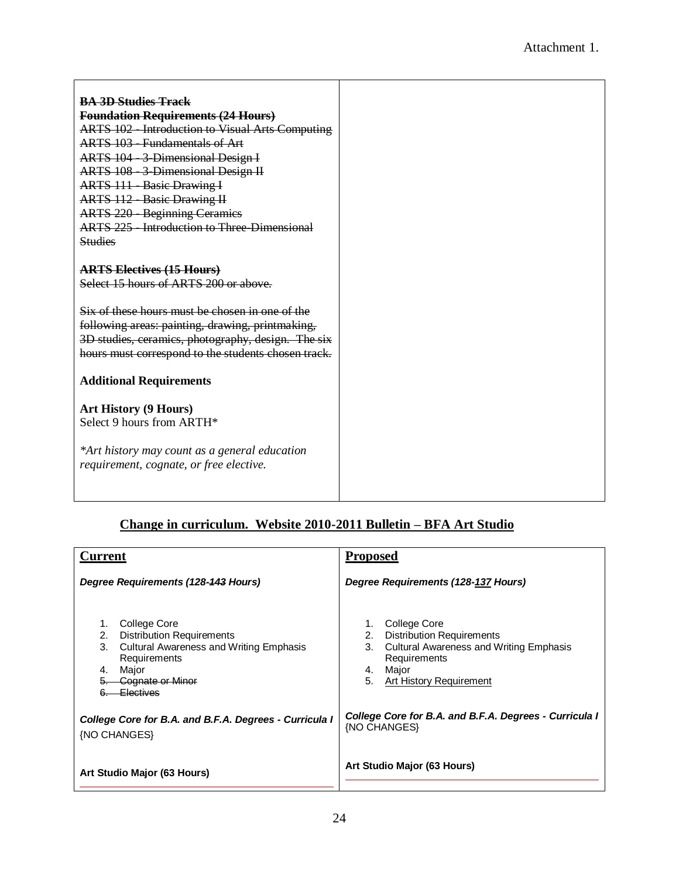Attachment 1.

| | |
|---|---|
| ~~**BA 3D Studies Track**~~<br>~~**Foundation Requirements (24 Hours)**~~<br>~~ARTS 102 - Introduction to Visual Arts Computing~~<br>~~ARTS 103 - Fundamentals of Art~~<br>~~ARTS 104 - 3-Dimensional Design I~~<br>~~ARTS 108 - 3-Dimensional Design II~~<br>~~ARTS 111 - Basic Drawing I~~<br>~~ARTS 112 - Basic Drawing II~~<br>~~ARTS 220 - Beginning Ceramics~~<br>~~ARTS 225 - Introduction to Three-Dimensional Studies~~<br><br>~~**ARTS Electives (15 Hours)**~~<br>~~Select 15 hours of ARTS 200 or above.~~<br><br>~~Six of these hours must be chosen in one of the following areas: painting, drawing, printmaking, 3D studies, ceramics, photography, design. The six hours must correspond to the students chosen track.~~<br><br>**Additional Requirements**<br><br>**Art History (9 Hours)**<br>Select 9 hours from ARTH*<br><br>*\*Art history may count as a general education requirement, cognate, or free elective.* | |

## Change in curriculum. Website 2010-2011 Bulletin – BFA Art Studio

| **Current** | **Proposed** |
|---|---|
| ***Degree Requirements (128-~~143~~ Hours)*** | ***Degree Requirements (128-<u>137</u> Hours)*** |
| 1. College Core<br>2. Distribution Requirements<br>3. Cultural Awareness and Writing Emphasis Requirements<br>4. Major<br>~~5. Cognate or Minor~~<br>~~6. Electives~~ | 1. College Core<br>2. Distribution Requirements<br>3. Cultural Awareness and Writing Emphasis Requirements<br>4. Major<br>5. <u>Art History Requirement</u> |
| ***College Core for B.A. and B.F.A. Degrees - Curricula I***<br>{NO CHANGES} | ***College Core for B.A. and B.F.A. Degrees - Curricula I***<br>{NO CHANGES} |
| **Art Studio Major (63 Hours)** | **Art Studio Major (63 Hours)** |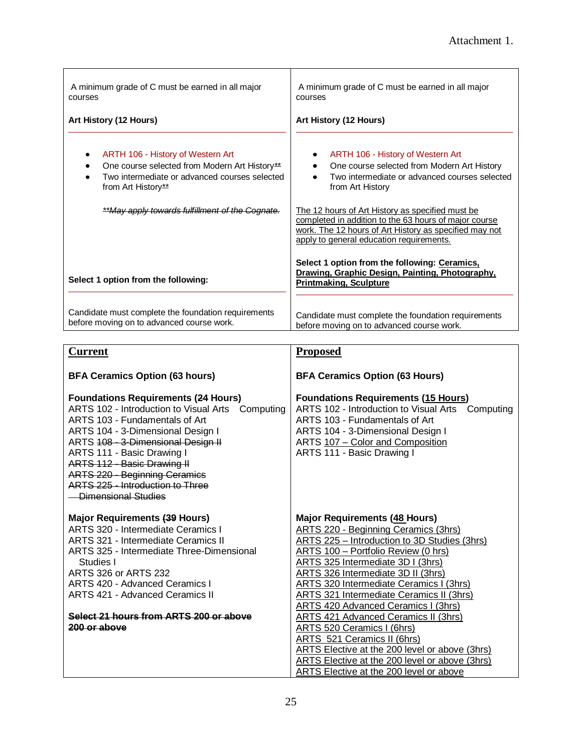Attachment 1.

| | |
|---|---|
| A minimum grade of C must be earned in all major courses<br><br>**Art History (12 Hours)**<br><br>• ARTH 106 - History of Western Art<br>• One course selected from Modern Art History~~**~~<br>• Two intermediate or advanced courses selected from Art History~~**~~<br><br>~~*\*\*May apply towards fulfillment of the Cognate.*~~<br><br>**Select 1 option from the following:**<br><br>Candidate must complete the foundation requirements before moving on to advanced course work. | A minimum grade of C must be earned in all major courses<br><br>**Art History (12 Hours)**<br><br>• ARTH 106 - History of Western Art<br>• One course selected from Modern Art History<br>• Two intermediate or advanced courses selected from Art History<br><br><u>The 12 hours of Art History as specified must be completed in addition to the 63 hours of major course work. The 12 hours of Art History as specified may not apply to general education requirements.</u><br><br>**Select 1 option from the following: <u>Ceramics, Drawing, Graphic Design, Painting, Photography, Printmaking, Sculpture</u>**<br><br>Candidate must complete the foundation requirements before moving on to advanced course work. |

| <u>**Current**</u> | <u>**Proposed**</u> |
|---|---|
| **BFA Ceramics Option (63 hours)** | **BFA Ceramics Option (63 Hours)** |
| **Foundations Requirements (~~24~~ Hours)**<br>ARTS 102 - Introduction to Visual Arts Computing<br>ARTS 103 - Fundamentals of Art<br>ARTS 104 - 3-Dimensional Design I<br>ARTS ~~108 - 3-Dimensional Design II~~<br>ARTS 111 - Basic Drawing I<br>~~ARTS 112 - Basic Drawing II~~<br>~~ARTS 220 - Beginning Ceramics~~<br>~~ARTS 225 - Introduction to Three Dimensional Studies~~ | **Foundations Requirements (<u>15 Hours</u>)**<br>ARTS 102 - Introduction to Visual Arts Computing<br>ARTS 103 - Fundamentals of Art<br>ARTS 104 - 3-Dimensional Design I<br>ARTS <u>107 – Color and Composition</u><br>ARTS 111 - Basic Drawing I |
| **Major Requirements (~~39~~ Hours)**<br>ARTS 320 - Intermediate Ceramics I<br>ARTS 321 - Intermediate Ceramics II<br>ARTS 325 - Intermediate Three-Dimensional Studies I<br>ARTS 326 or ARTS 232<br>ARTS 420 - Advanced Ceramics I<br>ARTS 421 - Advanced Ceramics II<br><br>~~**Select 21 hours from ARTS 200 or above 200 or above**~~ | **Major Requirements (<u>48</u> Hours)**<br><u>ARTS 220 - Beginning Ceramics (3hrs)</u><br><u>ARTS 225 – Introduction to 3D Studies (3hrs)</u><br><u>ARTS 100 – Portfolio Review (0 hrs)</u><br><u>ARTS 325 Intermediate 3D I (3hrs)</u><br><u>ARTS 326 Intermediate 3D II (3hrs)</u><br><u>ARTS 320 Intermediate Ceramics I (3hrs)</u><br><u>ARTS 321 Intermediate Ceramics II (3hrs)</u><br><u>ARTS 420 Advanced Ceramics I (3hrs)</u><br><u>ARTS 421 Advanced Ceramics II (3hrs)</u><br><u>ARTS 520 Ceramics I (6hrs)</u><br><u>ARTS 521 Ceramics II (6hrs)</u><br><u>ARTS Elective at the 200 level or above (3hrs)</u><br><u>ARTS Elective at the 200 level or above (3hrs)</u><br><u>ARTS Elective at the 200 level or above</u> |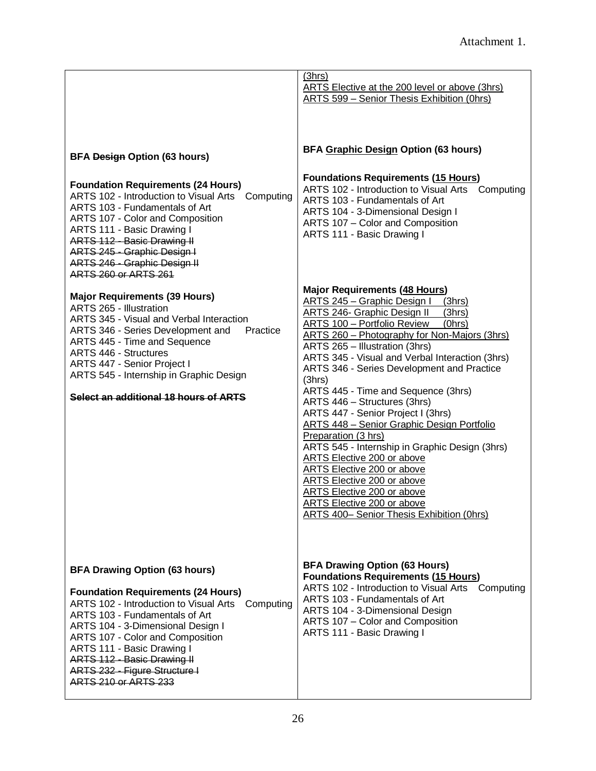Attachment 1.

| | |
|---|---|
| | <u>(3hrs)</u><br><u>ARTS Elective at the 200 level or above (3hrs)</u><br><u>ARTS 599 – Senior Thesis Exhibition (0hrs)</u> |
| **BFA ~~Design~~ Option (63 hours)**<br><br>**Foundation Requirements (24 Hours)**<br>ARTS 102 - Introduction to Visual Arts Computing<br>ARTS 103 - Fundamentals of Art<br>ARTS 107 - Color and Composition<br>ARTS 111 - Basic Drawing I<br>~~ARTS 112 - Basic Drawing II~~<br>~~ARTS 245 - Graphic Design I~~<br>~~ARTS 246 - Graphic Design II~~<br>~~ARTS 260 or ARTS 261~~<br><br>**Major Requirements (39 Hours)**<br>ARTS 265 - Illustration<br>ARTS 345 - Visual and Verbal Interaction<br>ARTS 346 - Series Development and Practice<br>ARTS 445 - Time and Sequence<br>ARTS 446 - Structures<br>ARTS 447 - Senior Project I<br>ARTS 545 - Internship in Graphic Design<br><br>~~**Select an additional 18 hours of ARTS**~~ | **BFA <u>Graphic Design</u> Option (63 hours)**<br><br>**Foundations Requirements (<u>15 Hours</u>)**<br>ARTS 102 - Introduction to Visual Arts Computing<br>ARTS 103 - Fundamentals of Art<br>ARTS 104 - 3-Dimensional Design I<br>ARTS 107 – Color and Composition<br>ARTS 111 - Basic Drawing I<br><br>**Major Requirements (<u>48 Hours</u>)**<br><u>ARTS 245 – Graphic Design I (3hrs)</u><br><u>ARTS 246- Graphic Design II (3hrs)</u><br><u>ARTS 100 – Portfolio Review (0hrs)</u><br><u>ARTS 260 – Photography for Non-Majors (3hrs)</u><br>ARTS 265 – Illustration (3hrs)<br>ARTS 345 - Visual and Verbal Interaction (3hrs)<br>ARTS 346 - Series Development and Practice (3hrs)<br>ARTS 445 - Time and Sequence (3hrs)<br>ARTS 446 – Structures (3hrs)<br>ARTS 447 - Senior Project I (3hrs)<br><u>ARTS 448 – Senior Graphic Design Portfolio Preparation (3 hrs)</u><br>ARTS 545 - Internship in Graphic Design (3hrs)<br><u>ARTS Elective 200 or above</u><br><u>ARTS Elective 200 or above</u><br><u>ARTS Elective 200 or above</u><br><u>ARTS Elective 200 or above</u><br><u>ARTS Elective 200 or above</u><br><u>ARTS 400– Senior Thesis Exhibition (0hrs)</u> |
| **BFA Drawing Option (63 hours)**<br><br>**Foundation Requirements (24 Hours)**<br>ARTS 102 - Introduction to Visual Arts Computing<br>ARTS 103 - Fundamentals of Art<br>ARTS 104 - 3-Dimensional Design I<br>ARTS 107 - Color and Composition<br>ARTS 111 - Basic Drawing I<br>~~ARTS 112 - Basic Drawing II~~<br>~~ARTS 232 - Figure Structure I~~<br>~~ARTS 210 or ARTS 233~~ | **BFA Drawing Option (63 Hours)**<br>**Foundations Requirements (<u>15 Hours</u>)**<br>ARTS 102 - Introduction to Visual Arts Computing<br>ARTS 103 - Fundamentals of Art<br>ARTS 104 - 3-Dimensional Design<br>ARTS 107 – Color and Composition<br>ARTS 111 - Basic Drawing I |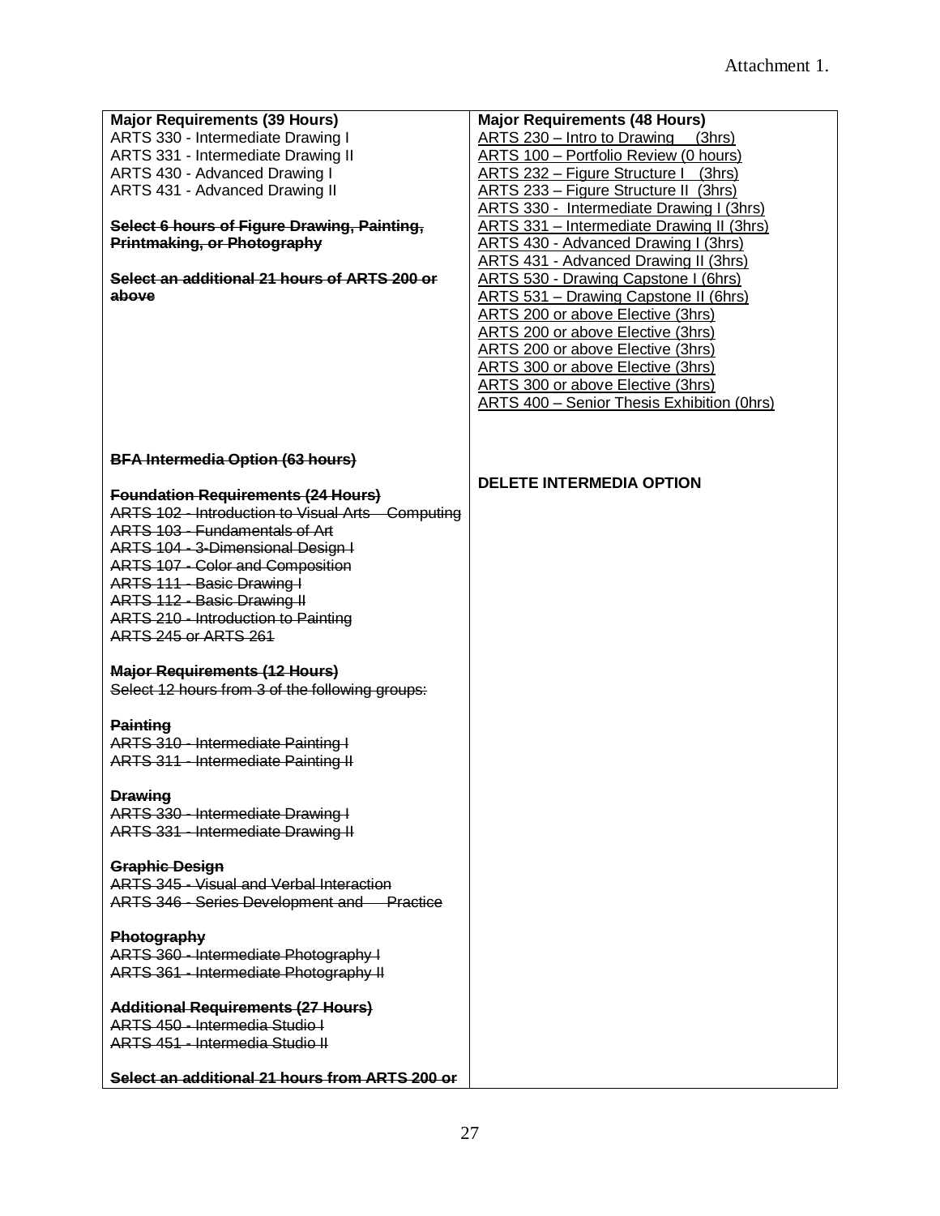Attachment 1.

| ~~Major Requirements (39 Hours)~~ **Major Requirements (39 Hours)** | **Major Requirements (48 Hours)** |
|---|---|
| ARTS 330 - Intermediate Drawing I<br>ARTS 331 - Intermediate Drawing II<br>ARTS 430 - Advanced Drawing I<br>ARTS 431 - Advanced Drawing II<br><br>~~**Select 6 hours of Figure Drawing, Painting, Printmaking, or Photography**~~<br><br>~~**Select an additional 21 hours of ARTS 200 or above**~~ | <u>ARTS 230 – Intro to Drawing (3hrs)</u><br><u>ARTS 100 – Portfolio Review (0 hours)</u><br><u>ARTS 232 – Figure Structure I (3hrs)</u><br><u>ARTS 233 – Figure Structure II (3hrs)</u><br><u>ARTS 330 - Intermediate Drawing I (3hrs)</u><br><u>ARTS 331 – Intermediate Drawing II (3hrs)</u><br><u>ARTS 430 - Advanced Drawing I (3hrs)</u><br><u>ARTS 431 - Advanced Drawing II (3hrs)</u><br><u>ARTS 530 - Drawing Capstone I (6hrs)</u><br><u>ARTS 531 – Drawing Capstone II (6hrs)</u><br><u>ARTS 200 or above Elective (3hrs)</u><br><u>ARTS 200 or above Elective (3hrs)</u><br><u>ARTS 200 or above Elective (3hrs)</u><br><u>ARTS 300 or above Elective (3hrs)</u><br><u>ARTS 300 or above Elective (3hrs)</u><br><u>ARTS 400 – Senior Thesis Exhibition (0hrs)</u> |
| ~~**BFA Intermedia Option (63 hours)**~~<br><br>~~**Foundation Requirements (24 Hours)**~~<br>~~ARTS 102 - Introduction to Visual Arts Computing~~<br>~~ARTS 103 - Fundamentals of Art~~<br>~~ARTS 104 - 3-Dimensional Design I~~<br>~~ARTS 107 - Color and Composition~~<br>~~ARTS 111 - Basic Drawing I~~<br>~~ARTS 112 - Basic Drawing II~~<br>~~ARTS 210 - Introduction to Painting~~<br>~~ARTS 245 or ARTS 261~~<br><br>~~**Major Requirements (12 Hours)**~~<br>~~Select 12 hours from 3 of the following groups:~~<br><br>~~**Painting**~~<br>~~ARTS 310 - Intermediate Painting I~~<br>~~ARTS 311 - Intermediate Painting II~~<br><br>~~**Drawing**~~<br>~~ARTS 330 - Intermediate Drawing I~~<br>~~ARTS 331 - Intermediate Drawing II~~<br><br>~~**Graphic Design**~~<br>~~ARTS 345 - Visual and Verbal Interaction~~<br>~~ARTS 346 - Series Development and Practice~~<br><br>~~**Photography**~~<br>~~ARTS 360 - Intermediate Photography I~~<br>~~ARTS 361 - Intermediate Photography II~~<br><br>~~**Additional Requirements (27 Hours)**~~<br>~~ARTS 450 - Intermedia Studio I~~<br>~~ARTS 451 - Intermedia Studio II~~<br><br>~~**Select an additional 21 hours from ARTS 200 or**~~ | **DELETE INTERMEDIA OPTION** |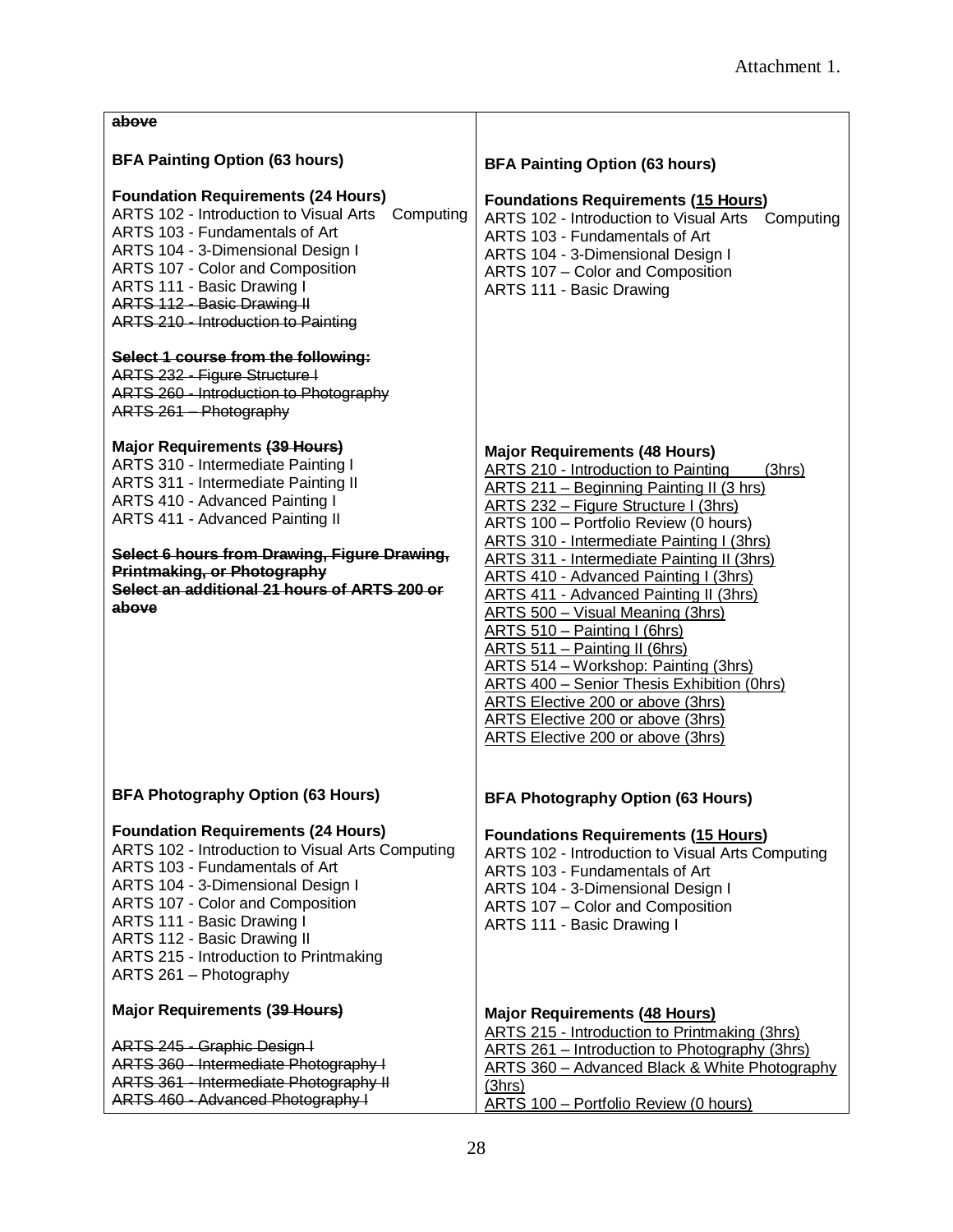Attachment 1.

| | |
|---|---|
| ~~above~~<br><br>**BFA Painting Option (63 hours)**<br><br>**Foundation Requirements (24 Hours)**<br>ARTS 102 - Introduction to Visual Arts Computing<br>ARTS 103 - Fundamentals of Art<br>ARTS 104 - 3-Dimensional Design I<br>ARTS 107 - Color and Composition<br>ARTS 111 - Basic Drawing I<br>~~ARTS 112 - Basic Drawing II~~<br>~~ARTS 210 - Introduction to Painting~~<br><br>~~**Select 1 course from the following:**~~<br>~~ARTS 232 - Figure Structure I~~<br>~~ARTS 260 - Introduction to Photography~~<br>~~ARTS 261 – Photography~~<br><br>**Major Requirements (~~39 Hours~~)**<br>ARTS 310 - Intermediate Painting I<br>ARTS 311 - Intermediate Painting II<br>ARTS 410 - Advanced Painting I<br>ARTS 411 - Advanced Painting II<br><br>~~**Select 6 hours from Drawing, Figure Drawing, Printmaking, or Photography**~~<br>~~**Select an additional 21 hours of ARTS 200 or above**~~ | **BFA Painting Option (63 hours)**<br><br>**Foundations Requirements (<u>15 Hours</u>)**<br>ARTS 102 - Introduction to Visual Arts Computing<br>ARTS 103 - Fundamentals of Art<br>ARTS 104 - 3-Dimensional Design I<br>ARTS 107 – Color and Composition<br>ARTS 111 - Basic Drawing<br><br>**Major Requirements (48 Hours)**<br><u>ARTS 210 - Introduction to Painting (3hrs)</u><br><u>ARTS 211 – Beginning Painting II (3 hrs)</u><br><u>ARTS 232 – Figure Structure I (3hrs)</u><br>ARTS 100 – Portfolio Review (0 hours)<br><u>ARTS 310 - Intermediate Painting I (3hrs)</u><br><u>ARTS 311 - Intermediate Painting II (3hrs)</u><br><u>ARTS 410 - Advanced Painting I (3hrs)</u><br><u>ARTS 411 - Advanced Painting II (3hrs)</u><br><u>ARTS 500 – Visual Meaning (3hrs)</u><br><u>ARTS 510 – Painting I (6hrs)</u><br><u>ARTS 511 – Painting II (6hrs)</u><br><u>ARTS 514 – Workshop: Painting (3hrs)</u><br><u>ARTS 400 – Senior Thesis Exhibition (0hrs)</u><br><u>ARTS Elective 200 or above (3hrs)</u><br><u>ARTS Elective 200 or above (3hrs)</u><br><u>ARTS Elective 200 or above (3hrs)</u> |
| **BFA Photography Option (63 Hours)**<br><br>**Foundation Requirements (24 Hours)**<br>ARTS 102 - Introduction to Visual Arts Computing<br>ARTS 103 - Fundamentals of Art<br>ARTS 104 - 3-Dimensional Design I<br>ARTS 107 - Color and Composition<br>ARTS 111 - Basic Drawing I<br>ARTS 112 - Basic Drawing II<br>ARTS 215 - Introduction to Printmaking<br>ARTS 261 – Photography<br><br>**Major Requirements (~~39 Hours~~)**<br><br>~~ARTS 245 - Graphic Design I~~<br>~~ARTS 360 - Intermediate Photography I~~<br>~~ARTS 361 - Intermediate Photography II~~<br>~~ARTS 460 - Advanced Photography I~~ | **BFA Photography Option (63 Hours)**<br><br>**Foundations Requirements (<u>15 Hours</u>)**<br>ARTS 102 - Introduction to Visual Arts Computing<br>ARTS 103 - Fundamentals of Art<br>ARTS 104 - 3-Dimensional Design I<br>ARTS 107 – Color and Composition<br>ARTS 111 - Basic Drawing I<br><br>**Major Requirements (<u>48 Hours</u>)**<br><u>ARTS 215 - Introduction to Printmaking (3hrs)</u><br><u>ARTS 261 – Introduction to Photography (3hrs)</u><br><u>ARTS 360 – Advanced Black & White Photography (3hrs)</u><br><u>ARTS 100 – Portfolio Review (0 hours)</u> |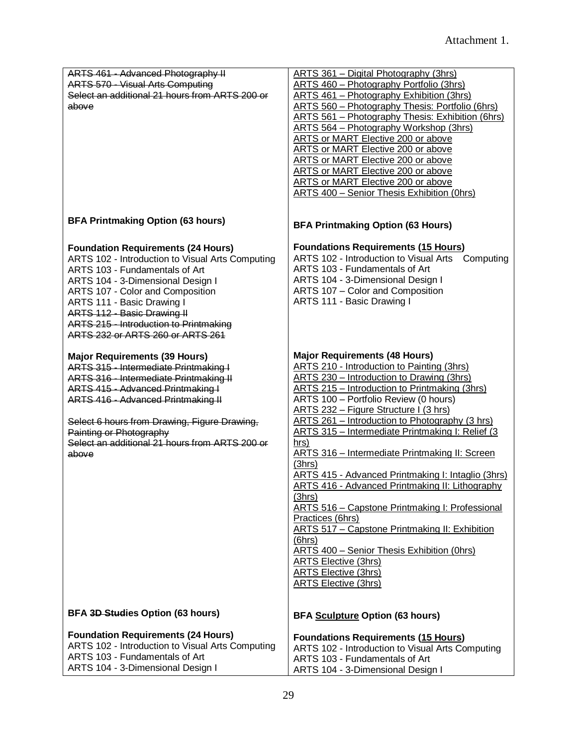Attachment 1.

| | |
|---|---|
| ~~ARTS 461 - Advanced Photography II~~<br>~~ARTS 570 - Visual Arts Computing~~<br>~~Select an additional 21 hours from ARTS 200 or above~~ | <u>ARTS 361 – Digital Photography (3hrs)</u><br><u>ARTS 460 – Photography Portfolio (3hrs)</u><br><u>ARTS 461 – Photography Exhibition (3hrs)</u><br><u>ARTS 560 – Photography Thesis: Portfolio (6hrs)</u><br><u>ARTS 561 – Photography Thesis: Exhibition (6hrs)</u><br><u>ARTS 564 – Photography Workshop (3hrs)</u><br><u>ARTS or MART Elective 200 or above</u><br><u>ARTS or MART Elective 200 or above</u><br><u>ARTS or MART Elective 200 or above</u><br><u>ARTS or MART Elective 200 or above</u><br><u>ARTS or MART Elective 200 or above</u><br><u>ARTS 400 – Senior Thesis Exhibition (0hrs)</u> |
| **BFA Printmaking Option (63 hours)** | **BFA Printmaking Option (63 Hours)** |
| **Foundation Requirements (24 Hours)**<br>ARTS 102 - Introduction to Visual Arts Computing<br>ARTS 103 - Fundamentals of Art<br>ARTS 104 - 3-Dimensional Design I<br>ARTS 107 - Color and Composition<br>ARTS 111 - Basic Drawing I<br>~~ARTS 112 - Basic Drawing II~~<br>~~ARTS 215 - Introduction to Printmaking~~<br>~~ARTS 232 or ARTS 260 or ARTS 261~~ | **Foundations Requirements (<u>15 Hours</u>)**<br>ARTS 102 - Introduction to Visual Arts Computing<br>ARTS 103 - Fundamentals of Art<br>ARTS 104 - 3-Dimensional Design I<br>ARTS 107 – Color and Composition<br>ARTS 111 - Basic Drawing I |
| **Major Requirements (39 Hours)**<br>~~ARTS 315 - Intermediate Printmaking I~~<br>~~ARTS 316 - Intermediate Printmaking II~~<br>~~ARTS 415 - Advanced Printmaking I~~<br>~~ARTS 416 - Advanced Printmaking II~~<br><br>~~Select 6 hours from Drawing, Figure Drawing, Painting or Photography~~<br>~~Select an additional 21 hours from ARTS 200 or above~~ | **Major Requirements (48 Hours)**<br><u>ARTS 210 - Introduction to Painting (3hrs)</u><br><u>ARTS 230 – Introduction to Drawing (3hrs)</u><br><u>ARTS 215 – Introduction to Printmaking (3hrs)</u><br>ARTS 100 – Portfolio Review (0 hours)<br><u>ARTS 232 – Figure Structure I (3 hrs)</u><br><u>ARTS 261 – Introduction to Photography (3 hrs)</u><br><u>ARTS 315 – Intermediate Printmaking I: Relief (3 hrs)</u><br><u>ARTS 316 – Intermediate Printmaking II: Screen (3hrs)</u><br><u>ARTS 415 - Advanced Printmaking I: Intaglio (3hrs)</u><br><u>ARTS 416 - Advanced Printmaking II: Lithography (3hrs)</u><br><u>ARTS 516 – Capstone Printmaking I: Professional Practices (6hrs)</u><br><u>ARTS 517 – Capstone Printmaking II: Exhibition (6hrs)</u><br><u>ARTS 400 – Senior Thesis Exhibition (0hrs)</u><br><u>ARTS Elective (3hrs)</u><br><u>ARTS Elective (3hrs)</u><br><u>ARTS Elective (3hrs)</u> |
| **BFA ~~3D Stud~~ies Option (63 hours)** | **BFA <u>Sculpture</u> Option (63 hours)** |
| **Foundation Requirements (24 Hours)**<br>ARTS 102 - Introduction to Visual Arts Computing<br>ARTS 103 - Fundamentals of Art<br>ARTS 104 - 3-Dimensional Design I | **Foundations Requirements (<u>15 Hours</u>)**<br>ARTS 102 - Introduction to Visual Arts Computing<br>ARTS 103 - Fundamentals of Art<br>ARTS 104 - 3-Dimensional Design I |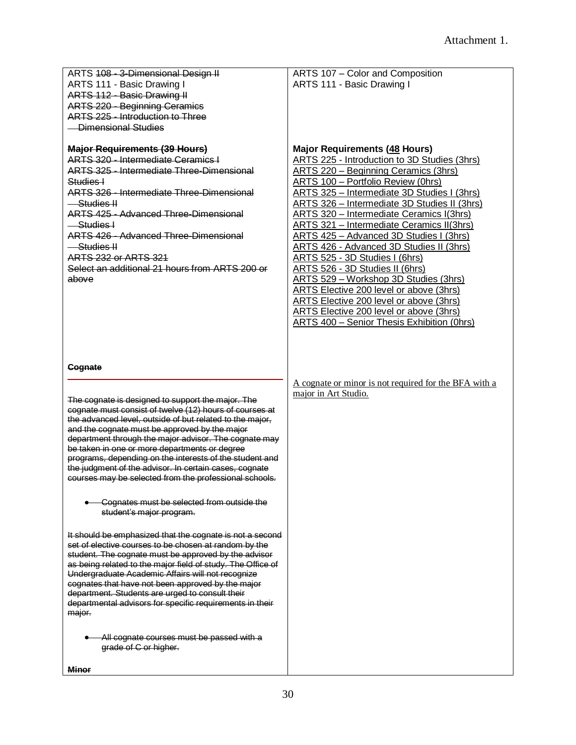Attachment 1.

| | |
|---|---|
| ARTS ~~108 - 3-Dimensional Design II~~<br>ARTS 111 - Basic Drawing I<br>~~ARTS 112 - Basic Drawing II~~<br>~~ARTS 220 - Beginning Ceramics~~<br>~~ARTS 225 - Introduction to Three Dimensional Studies~~ | ARTS 107 – Color and Composition<br>ARTS 111 - Basic Drawing I |
| ~~**Major Requirements (39 Hours)**~~<br>~~ARTS 320 - Intermediate Ceramics I~~<br>~~ARTS 325 - Intermediate Three-Dimensional Studies I~~<br>~~ARTS 326 - Intermediate Three-Dimensional Studies II~~<br>~~ARTS 425 - Advanced Three-Dimensional Studies I~~<br>~~ARTS 426 - Advanced Three-Dimensional Studies II~~<br>~~ARTS 232 or ARTS 321~~<br>~~Select an additional 21 hours from ARTS 200 or above~~ | **Major Requirements (<u>48</u> Hours)**<br><u>ARTS 225 - Introduction to 3D Studies (3hrs)</u><br><u>ARTS 220 – Beginning Ceramics (3hrs)</u><br><u>ARTS 100 – Portfolio Review (0hrs)</u><br><u>ARTS 325 – Intermediate 3D Studies I (3hrs)</u><br><u>ARTS 326 – Intermediate 3D Studies II (3hrs)</u><br><u>ARTS 320 – Intermediate Ceramics I(3hrs)</u><br><u>ARTS 321 – Intermediate Ceramics II(3hrs)</u><br><u>ARTS 425 – Advanced 3D Studies I (3hrs)</u><br><u>ARTS 426 - Advanced 3D Studies II (3hrs)</u><br><u>ARTS 525 - 3D Studies I (6hrs)</u><br><u>ARTS 526 - 3D Studies II (6hrs)</u><br><u>ARTS 529 – Workshop 3D Studies (3hrs)</u><br><u>ARTS Elective 200 level or above (3hrs)</u><br><u>ARTS Elective 200 level or above (3hrs)</u><br><u>ARTS Elective 200 level or above (3hrs)</u><br><u>ARTS 400 – Senior Thesis Exhibition (0hrs)</u> |
| ~~**Cognate**~~<br><br>~~The cognate is designed to support the major. The cognate must consist of twelve (12) hours of courses at the advanced level, outside of but related to the major, and the cognate must be approved by the major department through the major advisor. The cognate may be taken in one or more departments or degree programs, depending on the interests of the student and the judgment of the advisor. In certain cases, cognate courses may be selected from the professional schools.~~<br><br>• ~~Cognates must be selected from outside the student's major program.~~<br><br>~~It should be emphasized that the cognate is not a second set of elective courses to be chosen at random by the student. The cognate must be approved by the advisor as being related to the major field of study. The Office of Undergraduate Academic Affairs will not recognize cognates that have not been approved by the major department. Students are urged to consult their departmental advisors for specific requirements in their major.~~<br><br>• ~~All cognate courses must be passed with a grade of C or higher.~~<br><br>~~**Minor**~~ | <u>A cognate or minor is not required for the BFA with a major in Art Studio.</u> |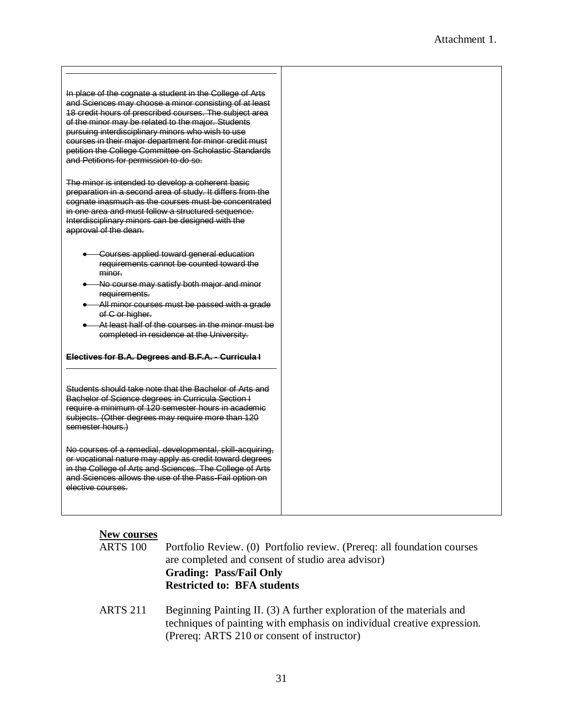Attachment 1.

| | |
|---|---|
| ~~In place of the cognate a student in the College of Arts and Sciences may choose a minor consisting of at least 18 credit hours of prescribed courses. The subject area of the minor may be related to the major. Students pursuing interdisciplinary minors who wish to use courses in their major department for minor credit must petition the College Committee on Scholastic Standards and Petitions for permission to do so.~~<br><br>~~The minor is intended to develop a coherent basic preparation in a second area of study. It differs from the cognate inasmuch as the courses must be concentrated in one area and must follow a structured sequence. Interdisciplinary minors can be designed with the approval of the dean.~~<br><br>• ~~Courses applied toward general education requirements cannot be counted toward the minor.~~<br>• ~~No course may satisfy both major and minor requirements.~~<br>• ~~All minor courses must be passed with a grade of C or higher.~~<br>• ~~At least half of the courses in the minor must be completed in residence at the University.~~<br><br>~~**Electives for B.A. Degrees and B.F.A. - Curricula I**~~<br><br>~~Students should take note that the Bachelor of Arts and Bachelor of Science degrees in Curricula Section I require a minimum of 120 semester hours in academic subjects. (Other degrees may require more than 120 semester hours.)~~<br><br>~~No courses of a remedial, developmental, skill-acquiring, or vocational nature may apply as credit toward degrees in the College of Arts and Sciences. The College of Arts and Sciences allows the use of the Pass-Fail option on elective courses.~~ | |

**New courses**

ARTS 100 Portfolio Review. (0) Portfolio review. (Prereq: all foundation courses are completed and consent of studio area advisor)
**Grading: Pass/Fail Only**
**Restricted to: BFA students**

ARTS 211 Beginning Painting II. (3) A further exploration of the materials and techniques of painting with emphasis on individual creative expression. (Prereq: ARTS 210 or consent of instructor)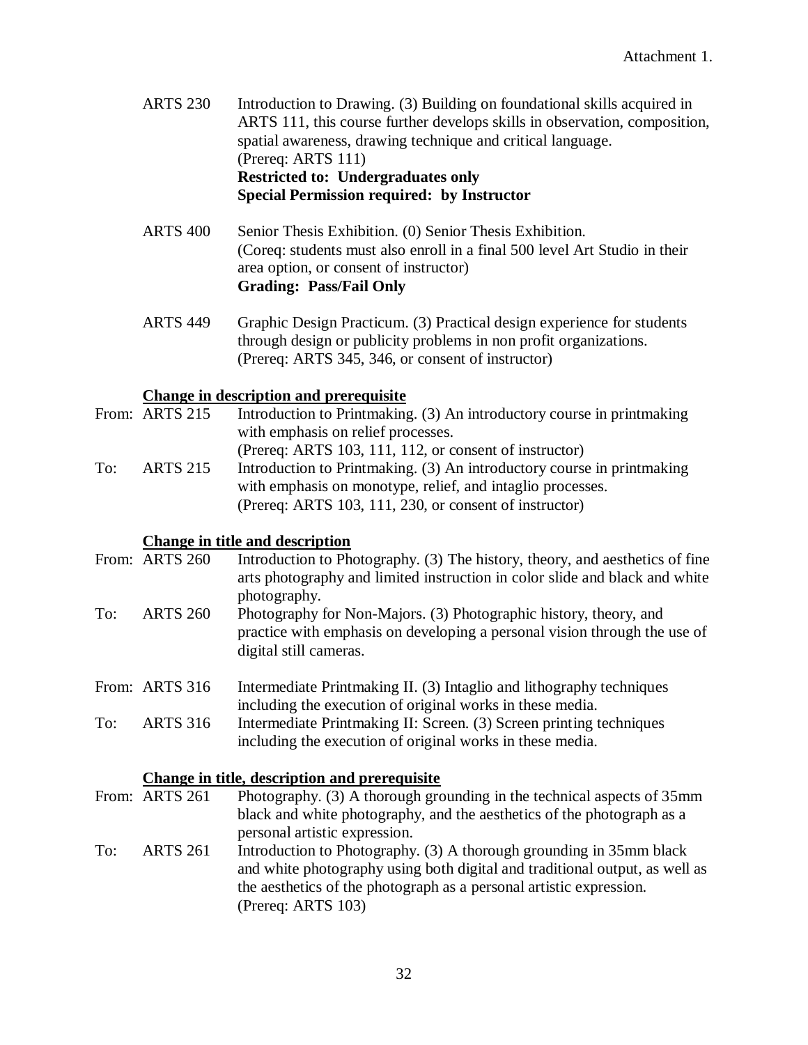Attachment 1.

ARTS 230 Introduction to Drawing. (3) Building on foundational skills acquired in ARTS 111, this course further develops skills in observation, composition, spatial awareness, drawing technique and critical language.
(Prereq: ARTS 111)
**Restricted to: Undergraduates only**
**Special Permission required: by Instructor**

ARTS 400 Senior Thesis Exhibition. (0) Senior Thesis Exhibition.
(Coreq: students must also enroll in a final 500 level Art Studio in their area option, or consent of instructor)
**Grading: Pass/Fail Only**

ARTS 449 Graphic Design Practicum. (3) Practical design experience for students through design or publicity problems in non profit organizations.
(Prereq: ARTS 345, 346, or consent of instructor)

**Change in description and prerequisite**

From: ARTS 215 Introduction to Printmaking. (3) An introductory course in printmaking with emphasis on relief processes.
(Prereq: ARTS 103, 111, 112, or consent of instructor)

To: ARTS 215 Introduction to Printmaking. (3) An introductory course in printmaking with emphasis on monotype, relief, and intaglio processes.
(Prereq: ARTS 103, 111, 230, or consent of instructor)

**Change in title and description**

From: ARTS 260 Introduction to Photography. (3) The history, theory, and aesthetics of fine arts photography and limited instruction in color slide and black and white photography.

To: ARTS 260 Photography for Non-Majors. (3) Photographic history, theory, and practice with emphasis on developing a personal vision through the use of digital still cameras.

From: ARTS 316 Intermediate Printmaking II. (3) Intaglio and lithography techniques including the execution of original works in these media.

To: ARTS 316 Intermediate Printmaking II: Screen. (3) Screen printing techniques including the execution of original works in these media.

**Change in title, description and prerequisite**

From: ARTS 261 Photography. (3) A thorough grounding in the technical aspects of 35mm black and white photography, and the aesthetics of the photograph as a personal artistic expression.

To: ARTS 261 Introduction to Photography. (3) A thorough grounding in 35mm black and white photography using both digital and traditional output, as well as the aesthetics of the photograph as a personal artistic expression.
(Prereq: ARTS 103)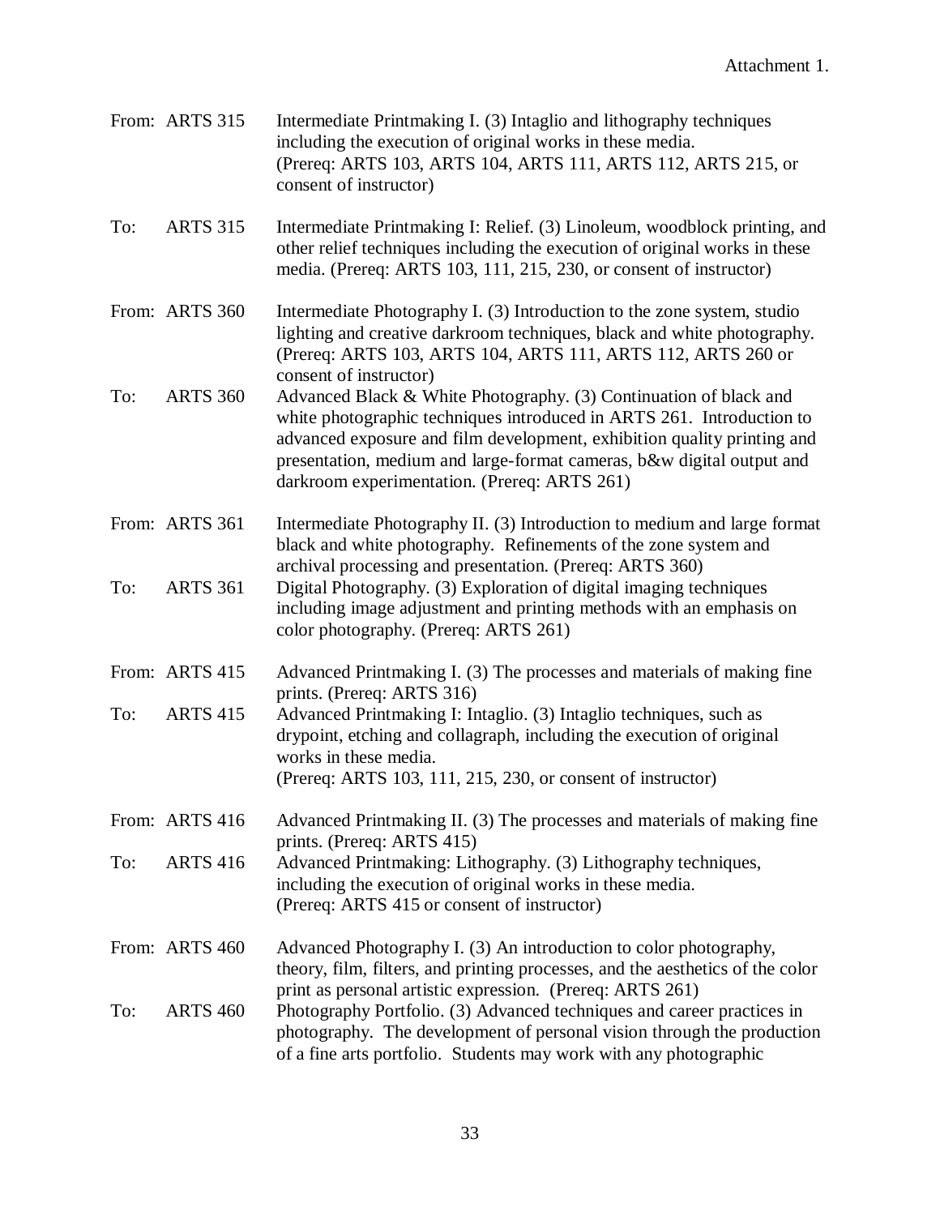Attachment 1.

| | | |
|---|---|---|
| From: | ARTS 315 | Intermediate Printmaking I. (3) Intaglio and lithography techniques including the execution of original works in these media. (Prereq: ARTS 103, ARTS 104, ARTS 111, ARTS 112, ARTS 215, or consent of instructor) |
| To: | ARTS 315 | Intermediate Printmaking I: Relief. (3) Linoleum, woodblock printing, and other relief techniques including the execution of original works in these media. (Prereq: ARTS 103, 111, 215, 230, or consent of instructor) |
| From: | ARTS 360 | Intermediate Photography I. (3) Introduction to the zone system, studio lighting and creative darkroom techniques, black and white photography. (Prereq: ARTS 103, ARTS 104, ARTS 111, ARTS 112, ARTS 260 or consent of instructor) |
| To: | ARTS 360 | Advanced Black & White Photography. (3) Continuation of black and white photographic techniques introduced in ARTS 261. Introduction to advanced exposure and film development, exhibition quality printing and presentation, medium and large-format cameras, b&w digital output and darkroom experimentation. (Prereq: ARTS 261) |
| From: | ARTS 361 | Intermediate Photography II. (3) Introduction to medium and large format black and white photography. Refinements of the zone system and archival processing and presentation. (Prereq: ARTS 360) |
| To: | ARTS 361 | Digital Photography. (3) Exploration of digital imaging techniques including image adjustment and printing methods with an emphasis on color photography. (Prereq: ARTS 261) |
| From: | ARTS 415 | Advanced Printmaking I. (3) The processes and materials of making fine prints. (Prereq: ARTS 316) |
| To: | ARTS 415 | Advanced Printmaking I: Intaglio. (3) Intaglio techniques, such as drypoint, etching and collagraph, including the execution of original works in these media. (Prereq: ARTS 103, 111, 215, 230, or consent of instructor) |
| From: | ARTS 416 | Advanced Printmaking II. (3) The processes and materials of making fine prints. (Prereq: ARTS 415) |
| To: | ARTS 416 | Advanced Printmaking: Lithography. (3) Lithography techniques, including the execution of original works in these media. (Prereq: ARTS 415 or consent of instructor) |
| From: | ARTS 460 | Advanced Photography I. (3) An introduction to color photography, theory, film, filters, and printing processes, and the aesthetics of the color print as personal artistic expression. (Prereq: ARTS 261) |
| To: | ARTS 460 | Photography Portfolio. (3) Advanced techniques and career practices in photography. The development of personal vision through the production of a fine arts portfolio. Students may work with any photographic |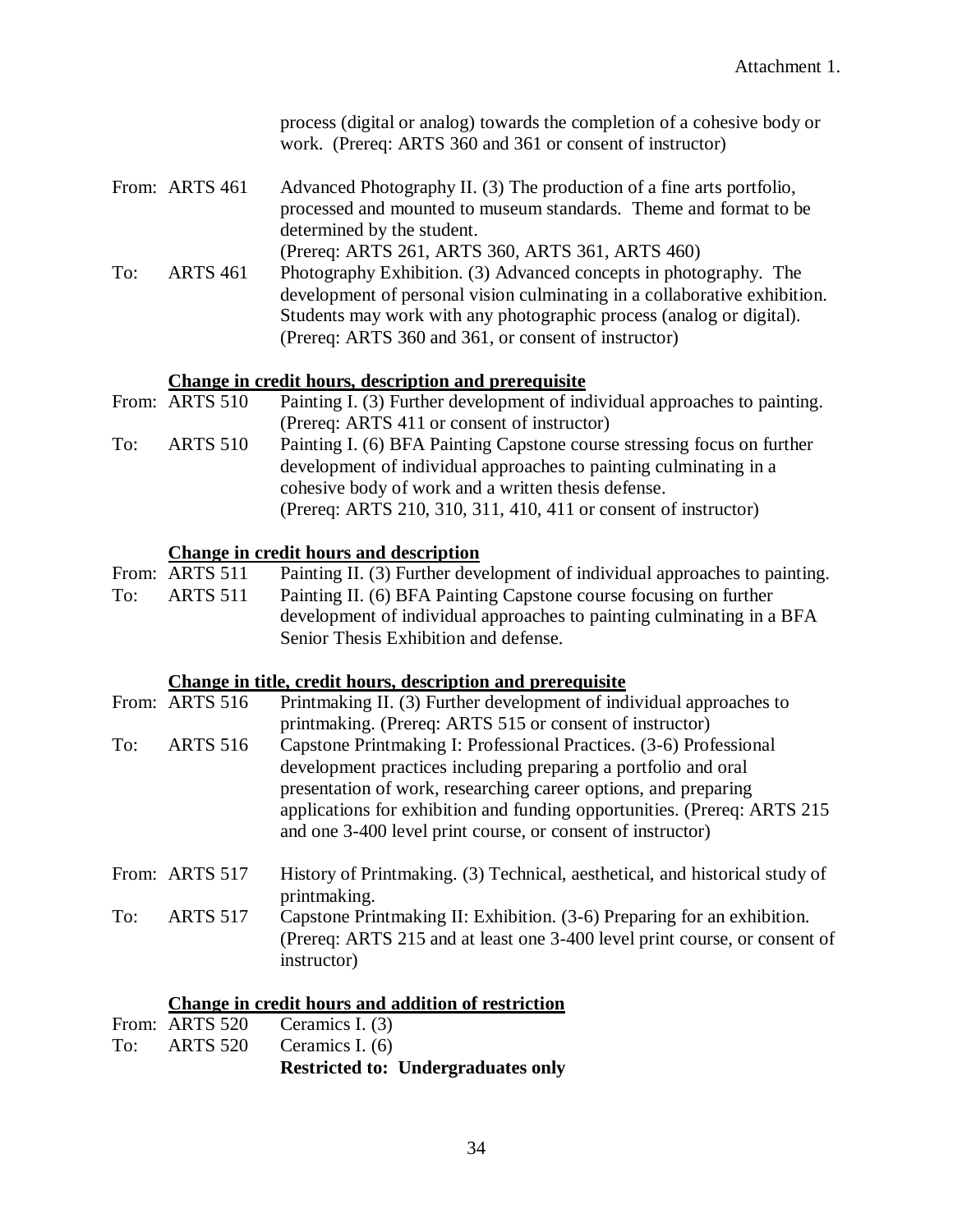process (digital or analog) towards the completion of a cohesive body or work. (Prereq: ARTS 360 and 361 or consent of instructor)

From: ARTS 461 Advanced Photography II. (3) The production of a fine arts portfolio, processed and mounted to museum standards. Theme and format to be determined by the student.
(Prereq: ARTS 261, ARTS 360, ARTS 361, ARTS 460)

To: ARTS 461 Photography Exhibition. (3) Advanced concepts in photography. The development of personal vision culminating in a collaborative exhibition. Students may work with any photographic process (analog or digital). (Prereq: ARTS 360 and 361, or consent of instructor)

**Change in credit hours, description and prerequisite**

From: ARTS 510 Painting I. (3) Further development of individual approaches to painting. (Prereq: ARTS 411 or consent of instructor)

To: ARTS 510 Painting I. (6) BFA Painting Capstone course stressing focus on further development of individual approaches to painting culminating in a cohesive body of work and a written thesis defense.
(Prereq: ARTS 210, 310, 311, 410, 411 or consent of instructor)

**Change in credit hours and description**

From: ARTS 511 Painting II. (3) Further development of individual approaches to painting.

To: ARTS 511 Painting II. (6) BFA Painting Capstone course focusing on further development of individual approaches to painting culminating in a BFA Senior Thesis Exhibition and defense.

**Change in title, credit hours, description and prerequisite**

From: ARTS 516 Printmaking II. (3) Further development of individual approaches to printmaking. (Prereq: ARTS 515 or consent of instructor)

To: ARTS 516 Capstone Printmaking I: Professional Practices. (3-6) Professional development practices including preparing a portfolio and oral presentation of work, researching career options, and preparing applications for exhibition and funding opportunities. (Prereq: ARTS 215 and one 3-400 level print course, or consent of instructor)

From: ARTS 517 History of Printmaking. (3) Technical, aesthetical, and historical study of printmaking.

To: ARTS 517 Capstone Printmaking II: Exhibition. (3-6) Preparing for an exhibition. (Prereq: ARTS 215 and at least one 3-400 level print course, or consent of instructor)

**Change in credit hours and addition of restriction**

From: ARTS 520 Ceramics I. (3)

To: ARTS 520 Ceramics I. (6)
**Restricted to: Undergraduates only**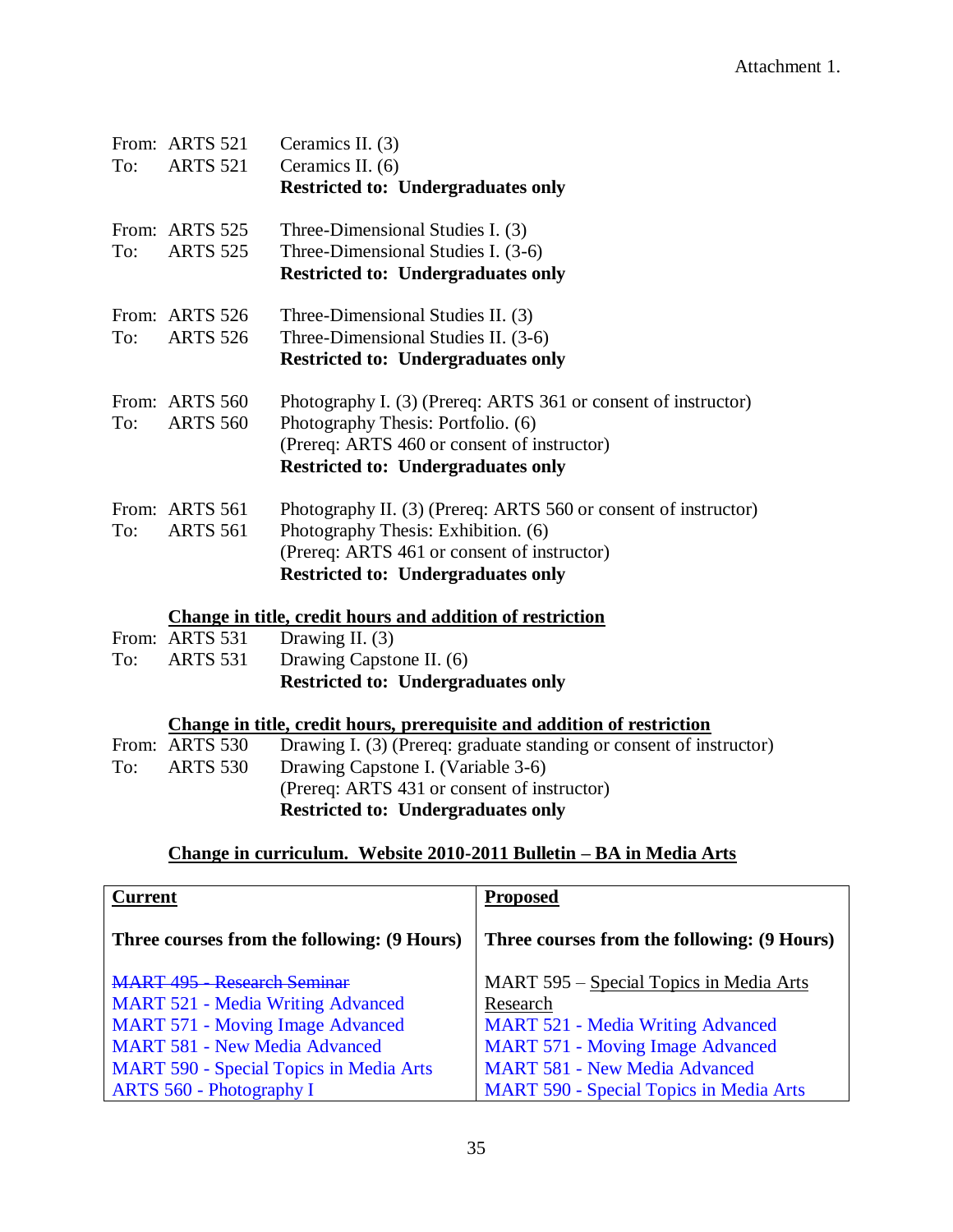Attachment 1.

From: ARTS 521 Ceramics II. (3)
To: ARTS 521 Ceramics II. (6)
**Restricted to: Undergraduates only**

From: ARTS 525 Three-Dimensional Studies I. (3)
To: ARTS 525 Three-Dimensional Studies I. (3-6)
**Restricted to: Undergraduates only**

From: ARTS 526 Three-Dimensional Studies II. (3)
To: ARTS 526 Three-Dimensional Studies II. (3-6)
**Restricted to: Undergraduates only**

From: ARTS 560 Photography I. (3) (Prereq: ARTS 361 or consent of instructor)
To: ARTS 560 Photography Thesis: Portfolio. (6)
(Prereq: ARTS 460 or consent of instructor)
**Restricted to: Undergraduates only**

From: ARTS 561 Photography II. (3) (Prereq: ARTS 560 or consent of instructor)
To: ARTS 561 Photography Thesis: Exhibition. (6)
(Prereq: ARTS 461 or consent of instructor)
**Restricted to: Undergraduates only**

**Change in title, credit hours and addition of restriction**

From: ARTS 531 Drawing II. (3)
To: ARTS 531 Drawing Capstone II. (6)
**Restricted to: Undergraduates only**

**Change in title, credit hours, prerequisite and addition of restriction**

From: ARTS 530 Drawing I. (3) (Prereq: graduate standing or consent of instructor)
To: ARTS 530 Drawing Capstone I. (Variable 3-6)
(Prereq: ARTS 431 or consent of instructor)
**Restricted to: Undergraduates only**

**Change in curriculum. Website 2010-2011 Bulletin – BA in Media Arts**

| **Current** | **Proposed** |
|---|---|
| **Three courses from the following: (9 Hours)** | **Three courses from the following: (9 Hours)** |
| ~~MART 495 - Research Seminar~~ | MART 595 – Special Topics in Media Arts Research |
| MART 521 - Media Writing Advanced | MART 521 - Media Writing Advanced |
| MART 571 - Moving Image Advanced | MART 571 - Moving Image Advanced |
| MART 581 - New Media Advanced | MART 581 - New Media Advanced |
| MART 590 - Special Topics in Media Arts | MART 590 - Special Topics in Media Arts |
| ARTS 560 - Photography I | |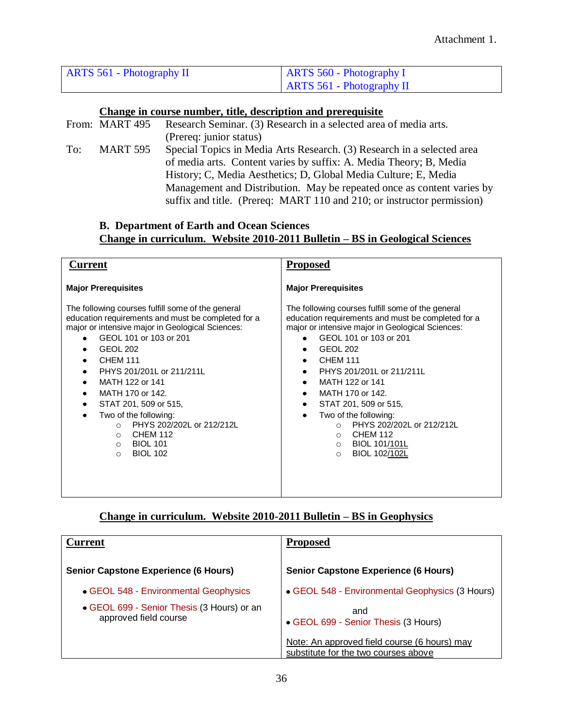Attachment 1.

| ARTS 561 - Photography II | ARTS 560 - Photography I<br>ARTS 561 - Photography II |
|---|---|

**<u>Change in course number, title, description and prerequisite</u>**

From: MART 495 Research Seminar. (3) Research in a selected area of media arts. (Prereq: junior status)

To: MART 595 Special Topics in Media Arts Research. (3) Research in a selected area of media arts. Content varies by suffix: A. Media Theory; B, Media History; C, Media Aesthetics; D, Global Media Culture; E, Media Management and Distribution. May be repeated once as content varies by suffix and title. (Prereq: MART 110 and 210; or instructor permission)

### B. Department of Earth and Ocean Sciences

**<u>Change in curriculum. Website 2010-2011 Bulletin – BS in Geological Sciences</u>**

| **Current** | **Proposed** |
|---|---|
| **Major Prerequisites**<br><br>The following courses fulfill some of the general education requirements and must be completed for a major or intensive major in Geological Sciences:<br>• GEOL 101 or 103 or 201<br>• GEOL 202<br>• CHEM 111<br>• PHYS 201/201L or 211/211L<br>• MATH 122 or 141<br>• MATH 170 or 142.<br>• STAT 201, 509 or 515,<br>• Two of the following:<br>&nbsp;&nbsp;&nbsp;&nbsp;○ PHYS 202/202L or 212/212L<br>&nbsp;&nbsp;&nbsp;&nbsp;○ CHEM 112<br>&nbsp;&nbsp;&nbsp;&nbsp;○ BIOL 101<br>&nbsp;&nbsp;&nbsp;&nbsp;○ BIOL 102 | **Major Prerequisites**<br><br>The following courses fulfill some of the general education requirements and must be completed for a major or intensive major in Geological Sciences:<br>• GEOL 101 or 103 or 201<br>• GEOL 202<br>• CHEM 111<br>• PHYS 201/201L or 211/211L<br>• MATH 122 or 141<br>• MATH 170 or 142.<br>• STAT 201, 509 or 515,<br>• Two of the following:<br>&nbsp;&nbsp;&nbsp;&nbsp;○ PHYS 202/202L or 212/212L<br>&nbsp;&nbsp;&nbsp;&nbsp;○ CHEM 112<br>&nbsp;&nbsp;&nbsp;&nbsp;○ BIOL 101<u>/101L</u><br>&nbsp;&nbsp;&nbsp;&nbsp;○ BIOL 102<u>/102L</u> |

**<u>Change in curriculum. Website 2010-2011 Bulletin – BS in Geophysics</u>**

| **Current** | **Proposed** |
|---|---|
| **Senior Capstone Experience (6 Hours)**<br><br>• GEOL 548 - Environmental Geophysics<br>• GEOL 699 - Senior Thesis (3 Hours) or an approved field course | **Senior Capstone Experience (6 Hours)**<br><br>• GEOL 548 - Environmental Geophysics (3 Hours)<br>and<br>• GEOL 699 - Senior Thesis (3 Hours)<br><br><u>Note: An approved field course (6 hours) may substitute for the two courses above</u> |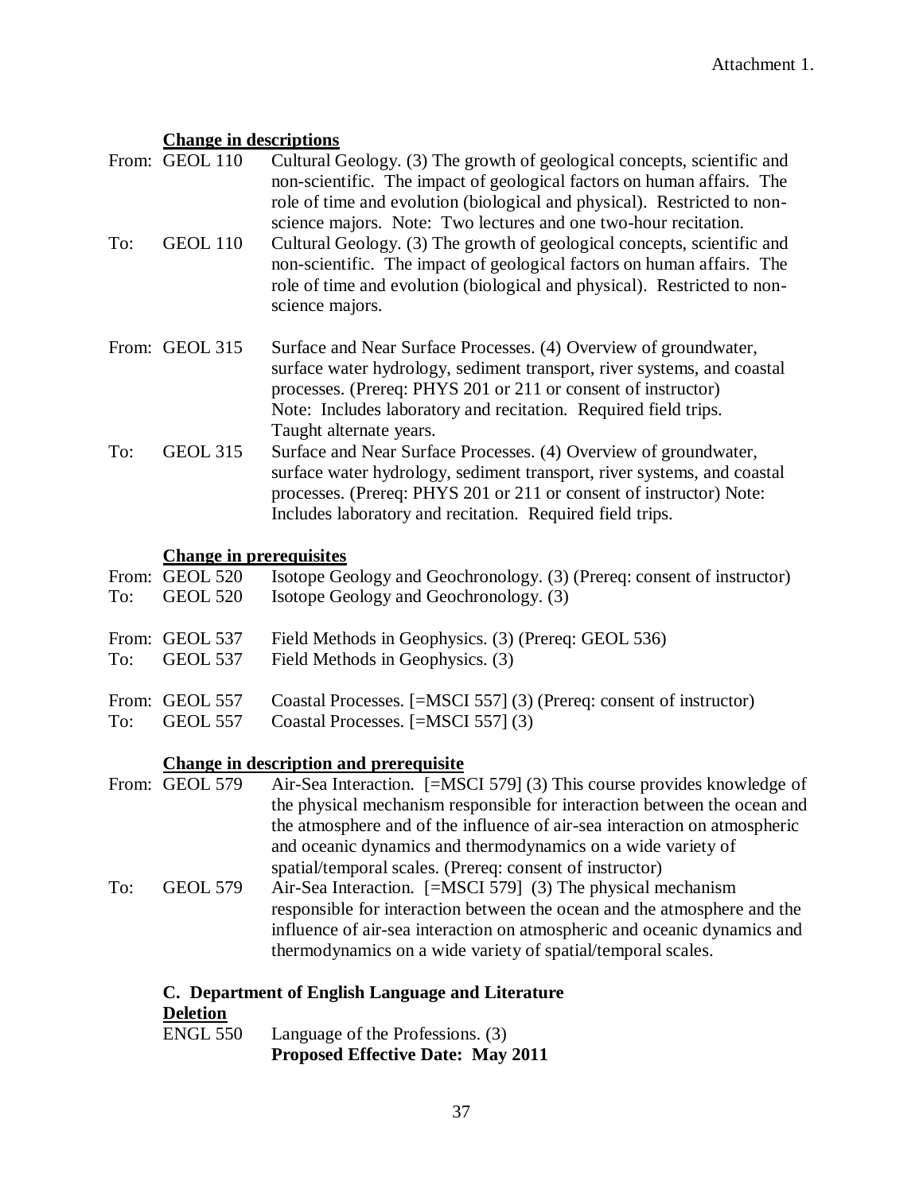Attachment 1.

**Change in descriptions**

From: GEOL 110 — Cultural Geology. (3) The growth of geological concepts, scientific and non-scientific. The impact of geological factors on human affairs. The role of time and evolution (biological and physical). Restricted to non-science majors. Note: Two lectures and one two-hour recitation.

To: GEOL 110 — Cultural Geology. (3) The growth of geological concepts, scientific and non-scientific. The impact of geological factors on human affairs. The role of time and evolution (biological and physical). Restricted to non-science majors.

From: GEOL 315 — Surface and Near Surface Processes. (4) Overview of groundwater, surface water hydrology, sediment transport, river systems, and coastal processes. (Prereq: PHYS 201 or 211 or consent of instructor) Note: Includes laboratory and recitation. Required field trips. Taught alternate years.

To: GEOL 315 — Surface and Near Surface Processes. (4) Overview of groundwater, surface water hydrology, sediment transport, river systems, and coastal processes. (Prereq: PHYS 201 or 211 or consent of instructor) Note: Includes laboratory and recitation. Required field trips.

**Change in prerequisites**

From: GEOL 520 — Isotope Geology and Geochronology. (3) (Prereq: consent of instructor)
To: GEOL 520 — Isotope Geology and Geochronology. (3)

From: GEOL 537 — Field Methods in Geophysics. (3) (Prereq: GEOL 536)
To: GEOL 537 — Field Methods in Geophysics. (3)

From: GEOL 557 — Coastal Processes. [=MSCI 557] (3) (Prereq: consent of instructor)
To: GEOL 557 — Coastal Processes. [=MSCI 557] (3)

**Change in description and prerequisite**

From: GEOL 579 — Air-Sea Interaction. [=MSCI 579] (3) This course provides knowledge of the physical mechanism responsible for interaction between the ocean and the atmosphere and of the influence of air-sea interaction on atmospheric and oceanic dynamics and thermodynamics on a wide variety of spatial/temporal scales. (Prereq: consent of instructor)

To: GEOL 579 — Air-Sea Interaction. [=MSCI 579] (3) The physical mechanism responsible for interaction between the ocean and the atmosphere and the influence of air-sea interaction on atmospheric and oceanic dynamics and thermodynamics on a wide variety of spatial/temporal scales.

**C. Department of English Language and Literature**

**Deletion**

ENGL 550 — Language of the Professions. (3)
**Proposed Effective Date: May 2011**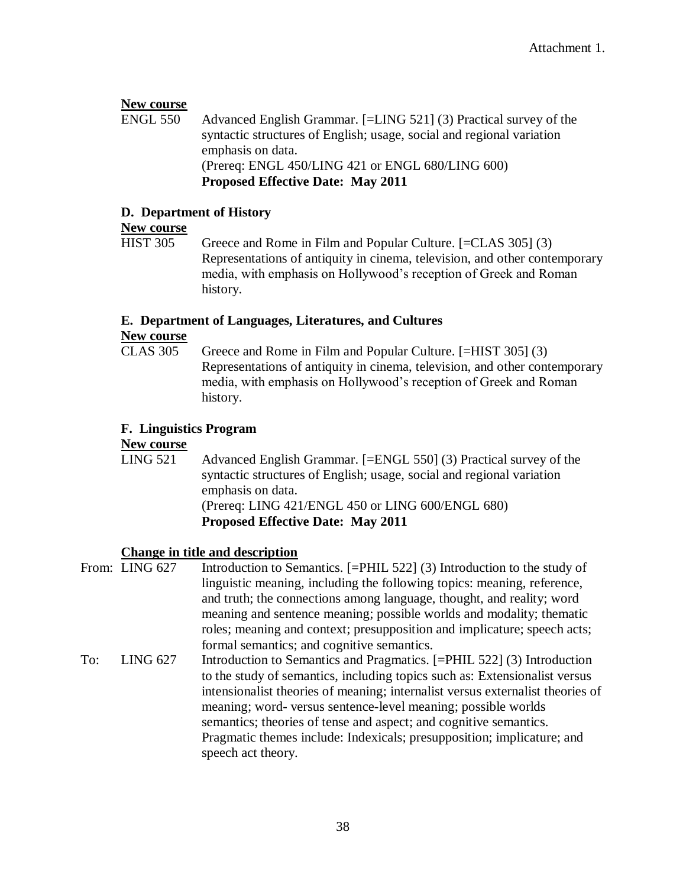Attachment 1.

**New course**

ENGL 550 Advanced English Grammar. [=LING 521] (3) Practical survey of the syntactic structures of English; usage, social and regional variation emphasis on data.
(Prereq: ENGL 450/LING 421 or ENGL 680/LING 600)
**Proposed Effective Date: May 2011**

### D. Department of History

**New course**

HIST 305 Greece and Rome in Film and Popular Culture. [=CLAS 305] (3) Representations of antiquity in cinema, television, and other contemporary media, with emphasis on Hollywood's reception of Greek and Roman history.

### E. Department of Languages, Literatures, and Cultures

**New course**

CLAS 305 Greece and Rome in Film and Popular Culture. [=HIST 305] (3) Representations of antiquity in cinema, television, and other contemporary media, with emphasis on Hollywood's reception of Greek and Roman history.

### F. Linguistics Program

**New course**

LING 521 Advanced English Grammar. [=ENGL 550] (3) Practical survey of the syntactic structures of English; usage, social and regional variation emphasis on data.
(Prereq: LING 421/ENGL 450 or LING 600/ENGL 680)
**Proposed Effective Date: May 2011**

**Change in title and description**

From: LING 627 Introduction to Semantics. [=PHIL 522] (3) Introduction to the study of linguistic meaning, including the following topics: meaning, reference, and truth; the connections among language, thought, and reality; word meaning and sentence meaning; possible worlds and modality; thematic roles; meaning and context; presupposition and implicature; speech acts; formal semantics; and cognitive semantics.

To: LING 627 Introduction to Semantics and Pragmatics. [=PHIL 522] (3) Introduction to the study of semantics, including topics such as: Extensionalist versus intensionalist theories of meaning; internalist versus externalist theories of meaning; word- versus sentence-level meaning; possible worlds semantics; theories of tense and aspect; and cognitive semantics. Pragmatic themes include: Indexicals; presupposition; implicature; and speech act theory.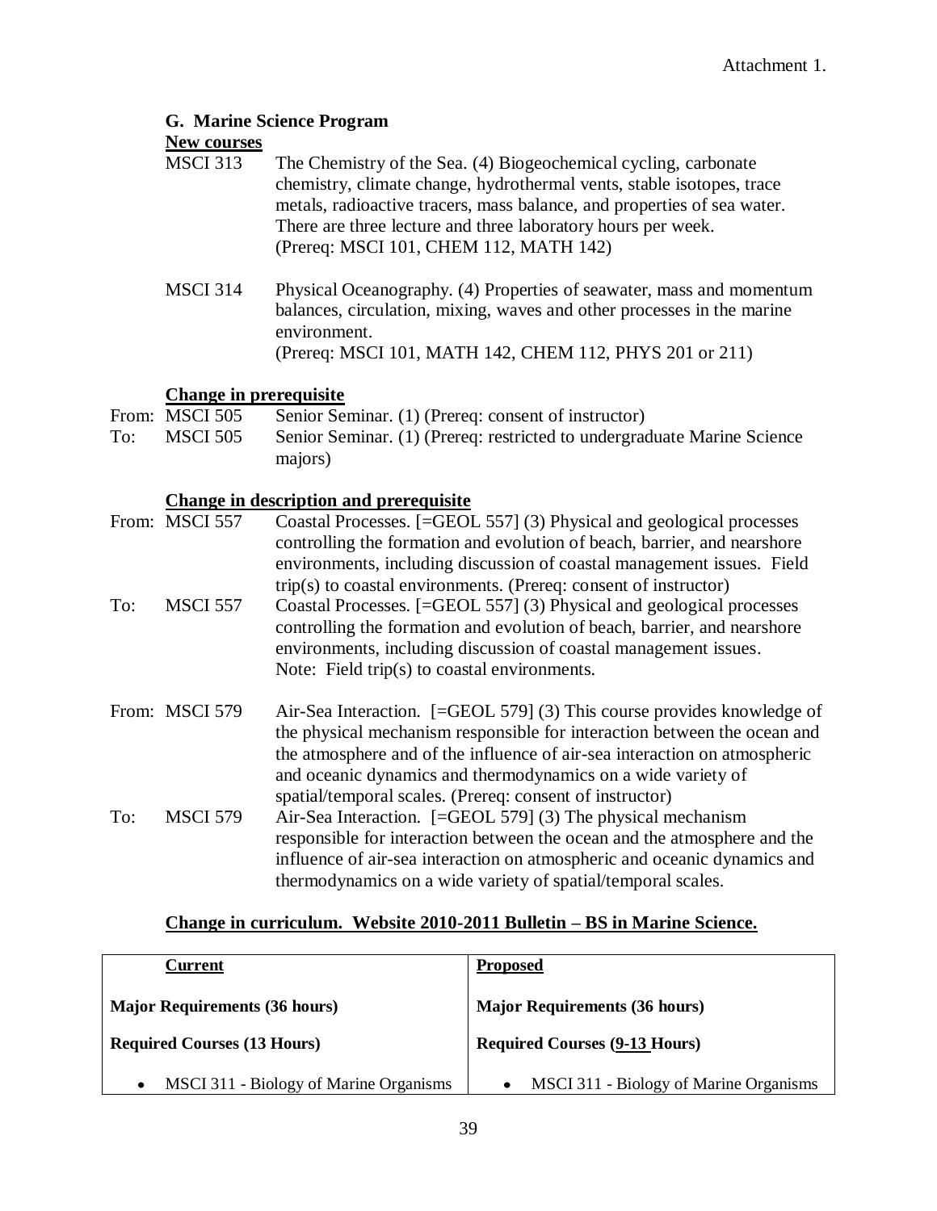Attachment 1.

### G. Marine Science Program

**New courses**

MSCI 313 The Chemistry of the Sea. (4) Biogeochemical cycling, carbonate chemistry, climate change, hydrothermal vents, stable isotopes, trace metals, radioactive tracers, mass balance, and properties of sea water. There are three lecture and three laboratory hours per week. (Prereq: MSCI 101, CHEM 112, MATH 142)

MSCI 314 Physical Oceanography. (4) Properties of seawater, mass and momentum balances, circulation, mixing, waves and other processes in the marine environment. (Prereq: MSCI 101, MATH 142, CHEM 112, PHYS 201 or 211)

**Change in prerequisite**

From: MSCI 505 Senior Seminar. (1) (Prereq: consent of instructor)

To: MSCI 505 Senior Seminar. (1) (Prereq: restricted to undergraduate Marine Science majors)

**Change in description and prerequisite**

From: MSCI 557 Coastal Processes. [=GEOL 557] (3) Physical and geological processes controlling the formation and evolution of beach, barrier, and nearshore environments, including discussion of coastal management issues. Field trip(s) to coastal environments. (Prereq: consent of instructor)

To: MSCI 557 Coastal Processes. [=GEOL 557] (3) Physical and geological processes controlling the formation and evolution of beach, barrier, and nearshore environments, including discussion of coastal management issues. Note: Field trip(s) to coastal environments.

From: MSCI 579 Air-Sea Interaction. [=GEOL 579] (3) This course provides knowledge of the physical mechanism responsible for interaction between the ocean and the atmosphere and of the influence of air-sea interaction on atmospheric and oceanic dynamics and thermodynamics on a wide variety of spatial/temporal scales. (Prereq: consent of instructor)

To: MSCI 579 Air-Sea Interaction. [=GEOL 579] (3) The physical mechanism responsible for interaction between the ocean and the atmosphere and the influence of air-sea interaction on atmospheric and oceanic dynamics and thermodynamics on a wide variety of spatial/temporal scales.

**Change in curriculum. Website 2010-2011 Bulletin – BS in Marine Science.**

| Current | Proposed |
|---|---|
| **Major Requirements (36 hours)** | **Major Requirements (36 hours)** |
| **Required Courses (13 Hours)** | **Required Courses (9-13 Hours)** |
| • MSCI 311 - Biology of Marine Organisms | • MSCI 311 - Biology of Marine Organisms |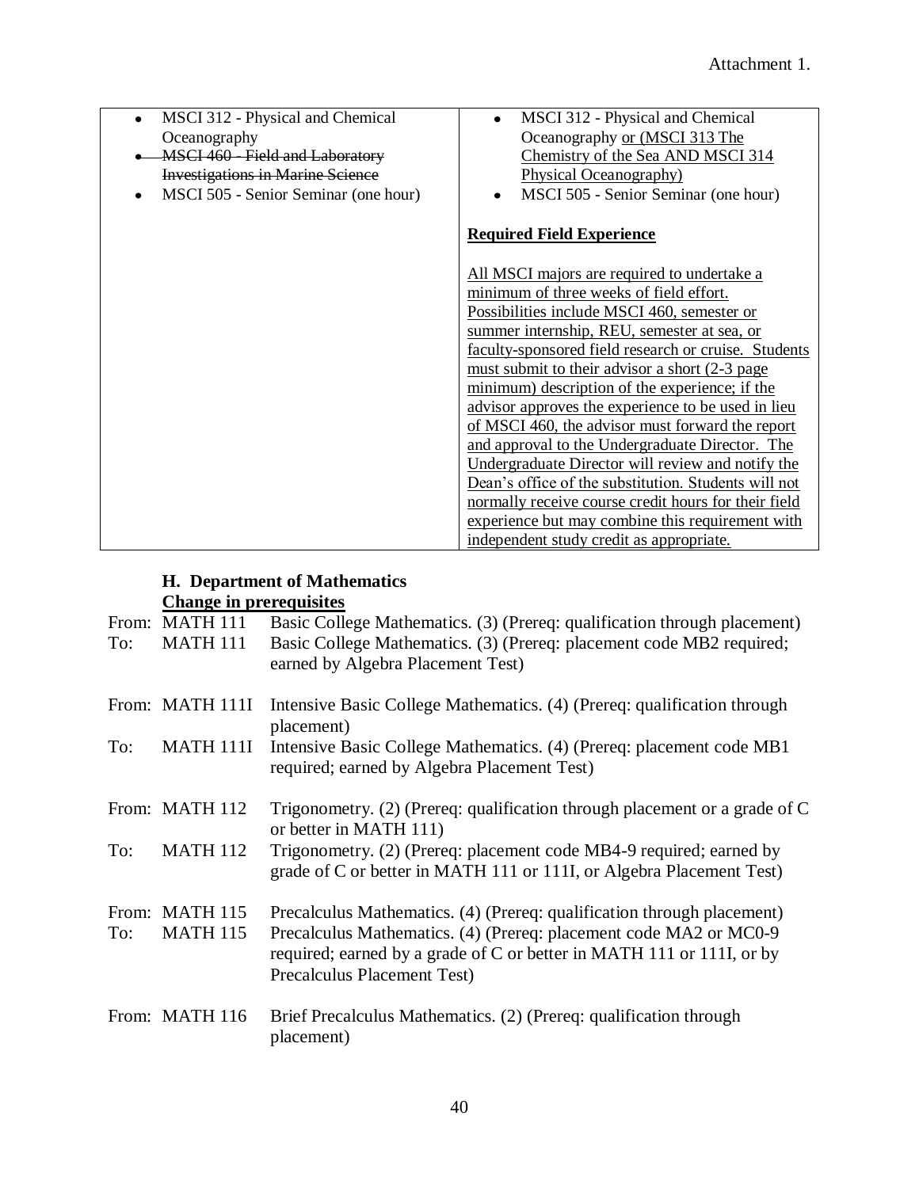Attachment 1.

| | |
|---|---|
| • MSCI 312 - Physical and Chemical Oceanography<br>• ~~MSCI 460 - Field and Laboratory Investigations in Marine Science~~<br>• MSCI 505 - Senior Seminar (one hour) | • MSCI 312 - Physical and Chemical Oceanography <u>or (MSCI 313 The Chemistry of the Sea AND MSCI 314 Physical Oceanography)</u><br>• MSCI 505 - Senior Seminar (one hour)<br><br>**<u>Required Field Experience</u>**<br><br><u>All MSCI majors are required to undertake a minimum of three weeks of field effort. Possibilities include MSCI 460, semester or summer internship, REU, semester at sea, or faculty-sponsored field research or cruise. Students must submit to their advisor a short (2-3 page minimum) description of the experience; if the advisor approves the experience to be used in lieu of MSCI 460, the advisor must forward the report and approval to the Undergraduate Director. The Undergraduate Director will review and notify the Dean's office of the substitution. Students will not normally receive course credit hours for their field experience but may combine this requirement with independent study credit as appropriate.</u> |

### H. Department of Mathematics

**<u>Change in prerequisites</u>**

From: MATH 111 Basic College Mathematics. (3) (Prereq: qualification through placement)
To: MATH 111 Basic College Mathematics. (3) (Prereq: placement code MB2 required; earned by Algebra Placement Test)

From: MATH 111I Intensive Basic College Mathematics. (4) (Prereq: qualification through placement)
To: MATH 111I Intensive Basic College Mathematics. (4) (Prereq: placement code MB1 required; earned by Algebra Placement Test)

From: MATH 112 Trigonometry. (2) (Prereq: qualification through placement or a grade of C or better in MATH 111)
To: MATH 112 Trigonometry. (2) (Prereq: placement code MB4-9 required; earned by grade of C or better in MATH 111 or 111I, or Algebra Placement Test)

From: MATH 115 Precalculus Mathematics. (4) (Prereq: qualification through placement)
To: MATH 115 Precalculus Mathematics. (4) (Prereq: placement code MA2 or MC0-9 required; earned by a grade of C or better in MATH 111 or 111I, or by Precalculus Placement Test)

From: MATH 116 Brief Precalculus Mathematics. (2) (Prereq: qualification through placement)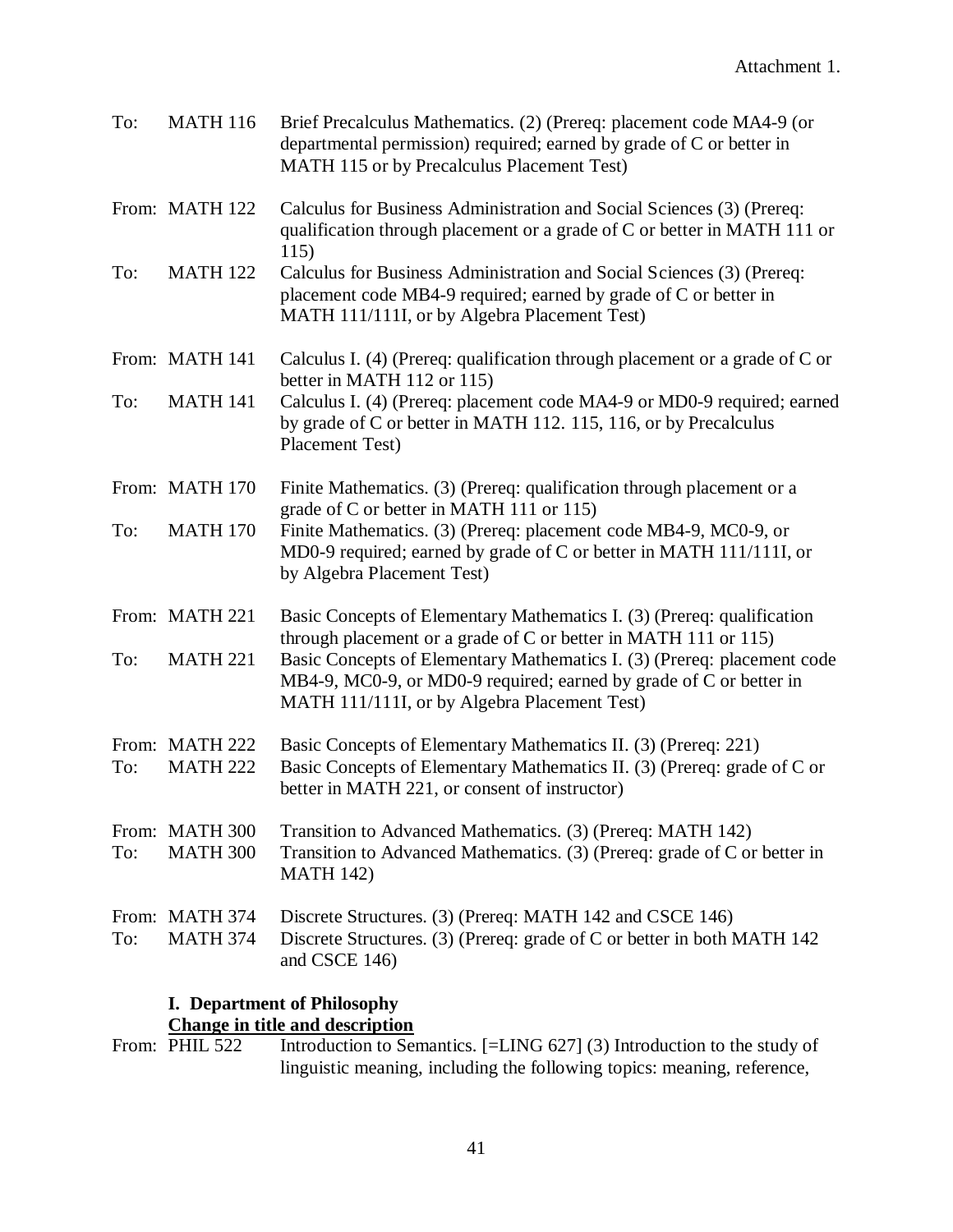Attachment 1.

To: MATH 116 Brief Precalculus Mathematics. (2) (Prereq: placement code MA4-9 (or departmental permission) required; earned by grade of C or better in MATH 115 or by Precalculus Placement Test)

From: MATH 122 Calculus for Business Administration and Social Sciences (3) (Prereq: qualification through placement or a grade of C or better in MATH 111 or 115)

To: MATH 122 Calculus for Business Administration and Social Sciences (3) (Prereq: placement code MB4-9 required; earned by grade of C or better in MATH 111/111I, or by Algebra Placement Test)

From: MATH 141 Calculus I. (4) (Prereq: qualification through placement or a grade of C or better in MATH 112 or 115)

To: MATH 141 Calculus I. (4) (Prereq: placement code MA4-9 or MD0-9 required; earned by grade of C or better in MATH 112. 115, 116, or by Precalculus Placement Test)

From: MATH 170 Finite Mathematics. (3) (Prereq: qualification through placement or a grade of C or better in MATH 111 or 115)

To: MATH 170 Finite Mathematics. (3) (Prereq: placement code MB4-9, MC0-9, or MD0-9 required; earned by grade of C or better in MATH 111/111I, or by Algebra Placement Test)

From: MATH 221 Basic Concepts of Elementary Mathematics I. (3) (Prereq: qualification through placement or a grade of C or better in MATH 111 or 115)

To: MATH 221 Basic Concepts of Elementary Mathematics I. (3) (Prereq: placement code MB4-9, MC0-9, or MD0-9 required; earned by grade of C or better in MATH 111/111I, or by Algebra Placement Test)

From: MATH 222 Basic Concepts of Elementary Mathematics II. (3) (Prereq: 221)

To: MATH 222 Basic Concepts of Elementary Mathematics II. (3) (Prereq: grade of C or better in MATH 221, or consent of instructor)

From: MATH 300 Transition to Advanced Mathematics. (3) (Prereq: MATH 142)

To: MATH 300 Transition to Advanced Mathematics. (3) (Prereq: grade of C or better in MATH 142)

From: MATH 374 Discrete Structures. (3) (Prereq: MATH 142 and CSCE 146)

To: MATH 374 Discrete Structures. (3) (Prereq: grade of C or better in both MATH 142 and CSCE 146)

**I. Department of Philosophy**

**Change in title and description**

From: PHIL 522 Introduction to Semantics. [=LING 627] (3) Introduction to the study of linguistic meaning, including the following topics: meaning, reference,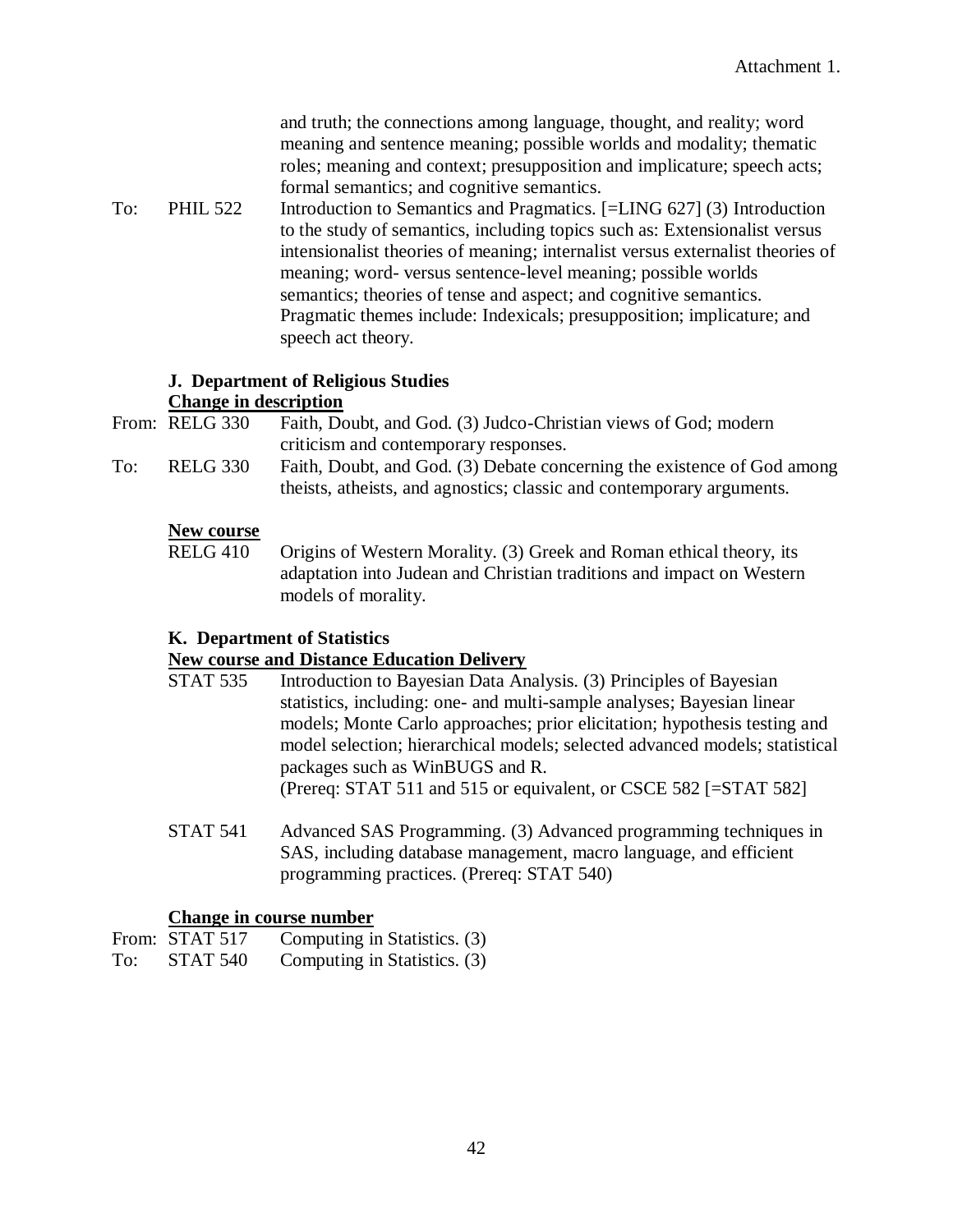and truth; the connections among language, thought, and reality; word meaning and sentence meaning; possible worlds and modality; thematic roles; meaning and context; presupposition and implicature; speech acts; formal semantics; and cognitive semantics.

To: PHIL 522 Introduction to Semantics and Pragmatics. [=LING 627] (3) Introduction to the study of semantics, including topics such as: Extensionalist versus intensionalist theories of meaning; internalist versus externalist theories of meaning; word- versus sentence-level meaning; possible worlds semantics; theories of tense and aspect; and cognitive semantics. Pragmatic themes include: Indexicals; presupposition; implicature; and speech act theory.

### J. Department of Religious Studies

**Change in description**

From: RELG 330 Faith, Doubt, and God. (3) Judco-Christian views of God; modern criticism and contemporary responses.

To: RELG 330 Faith, Doubt, and God. (3) Debate concerning the existence of God among theists, atheists, and agnostics; classic and contemporary arguments.

**New course**

RELG 410 Origins of Western Morality. (3) Greek and Roman ethical theory, its adaptation into Judean and Christian traditions and impact on Western models of morality.

### K. Department of Statistics

**New course and Distance Education Delivery**

STAT 535 Introduction to Bayesian Data Analysis. (3) Principles of Bayesian statistics, including: one- and multi-sample analyses; Bayesian linear models; Monte Carlo approaches; prior elicitation; hypothesis testing and model selection; hierarchical models; selected advanced models; statistical packages such as WinBUGS and R.
(Prereq: STAT 511 and 515 or equivalent, or CSCE 582 [=STAT 582]

STAT 541 Advanced SAS Programming. (3) Advanced programming techniques in SAS, including database management, macro language, and efficient programming practices. (Prereq: STAT 540)

**Change in course number**

From: STAT 517 Computing in Statistics. (3)

To: STAT 540 Computing in Statistics. (3)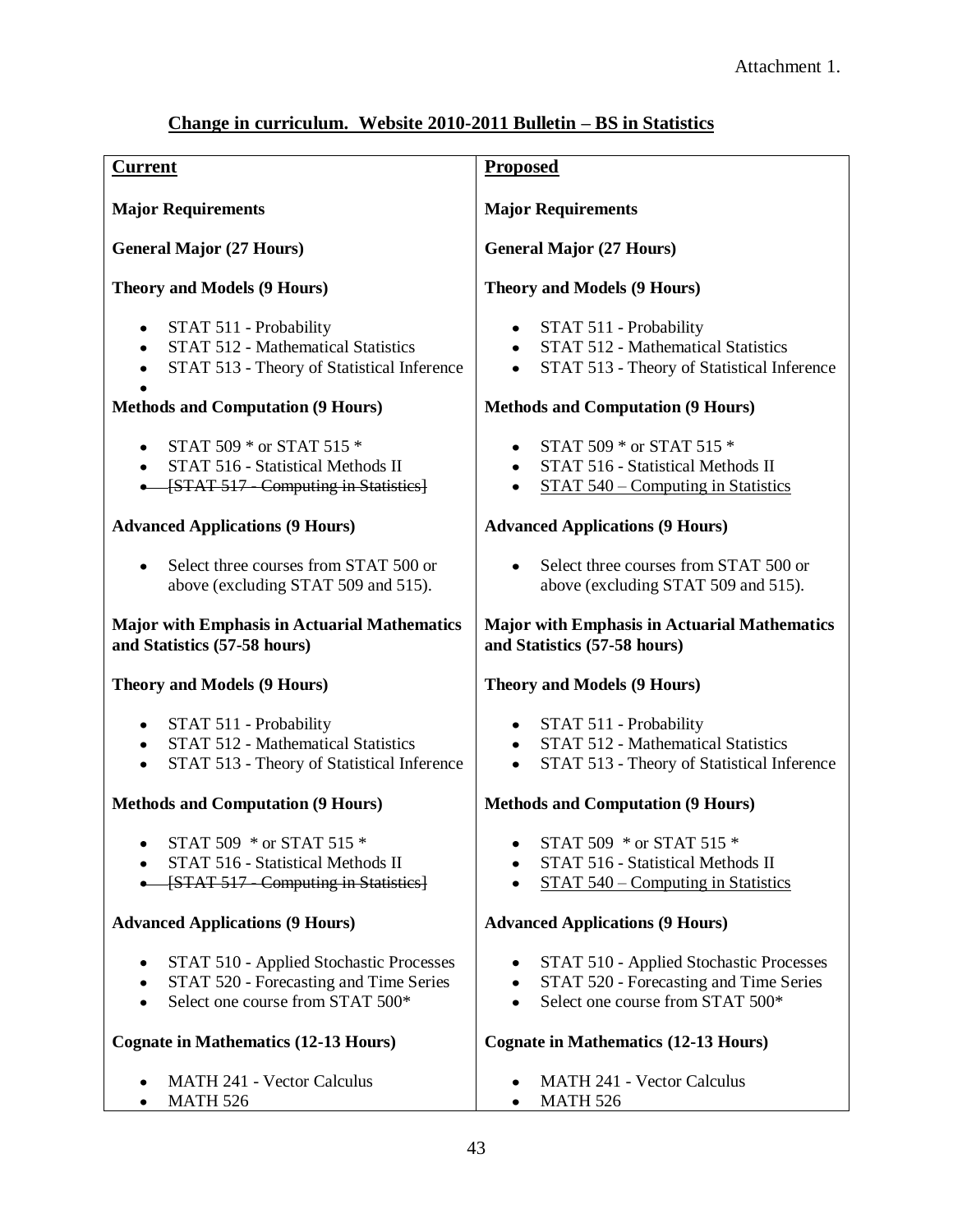Attachment 1.

## Change in curriculum. Website 2010-2011 Bulletin – BS in Statistics

| Current | Proposed |
| --- | --- |
| **Major Requirements** | **Major Requirements** |
| **General Major (27 Hours)** | **General Major (27 Hours)** |
| **Theory and Models (9 Hours)** | **Theory and Models (9 Hours)** |
| • STAT 511 - Probability<br>• STAT 512 - Mathematical Statistics<br>• STAT 513 - Theory of Statistical Inference<br>• | • STAT 511 - Probability<br>• STAT 512 - Mathematical Statistics<br>• STAT 513 - Theory of Statistical Inference |
| **Methods and Computation (9 Hours)** | **Methods and Computation (9 Hours)** |
| • STAT 509 * or STAT 515 *<br>• STAT 516 - Statistical Methods II<br>• ~~[STAT 517 - Computing in Statistics]~~ | • STAT 509 * or STAT 515 *<br>• STAT 516 - Statistical Methods II<br>• <u>STAT 540 – Computing in Statistics</u> |
| **Advanced Applications (9 Hours)** | **Advanced Applications (9 Hours)** |
| • Select three courses from STAT 500 or above (excluding STAT 509 and 515). | • Select three courses from STAT 500 or above (excluding STAT 509 and 515). |
| **Major with Emphasis in Actuarial Mathematics and Statistics (57-58 hours)** | **Major with Emphasis in Actuarial Mathematics and Statistics (57-58 hours)** |
| **Theory and Models (9 Hours)** | **Theory and Models (9 Hours)** |
| • STAT 511 - Probability<br>• STAT 512 - Mathematical Statistics<br>• STAT 513 - Theory of Statistical Inference | • STAT 511 - Probability<br>• STAT 512 - Mathematical Statistics<br>• STAT 513 - Theory of Statistical Inference |
| **Methods and Computation (9 Hours)** | **Methods and Computation (9 Hours)** |
| • STAT 509 * or STAT 515 *<br>• STAT 516 - Statistical Methods II<br>• ~~[STAT 517 - Computing in Statistics]~~ | • STAT 509 * or STAT 515 *<br>• STAT 516 - Statistical Methods II<br>• <u>STAT 540 – Computing in Statistics</u> |
| **Advanced Applications (9 Hours)** | **Advanced Applications (9 Hours)** |
| • STAT 510 - Applied Stochastic Processes<br>• STAT 520 - Forecasting and Time Series<br>• Select one course from STAT 500* | • STAT 510 - Applied Stochastic Processes<br>• STAT 520 - Forecasting and Time Series<br>• Select one course from STAT 500* |
| **Cognate in Mathematics (12-13 Hours)** | **Cognate in Mathematics (12-13 Hours)** |
| • MATH 241 - Vector Calculus<br>• MATH 526 | • MATH 241 - Vector Calculus<br>• MATH 526 |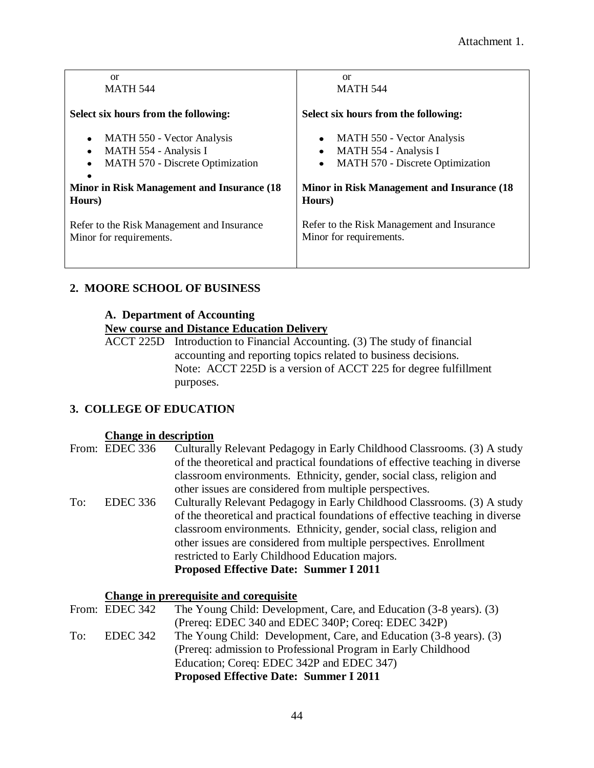Attachment 1.

| or<br>MATH 544<br><br>**Select six hours from the following:**<br><br>• MATH 550 - Vector Analysis<br>• MATH 554 - Analysis I<br>• MATH 570 - Discrete Optimization<br>•<br><br>**Minor in Risk Management and Insurance (18 Hours)**<br><br>Refer to the Risk Management and Insurance Minor for requirements. | or<br>MATH 544<br><br>**Select six hours from the following:**<br><br>• MATH 550 - Vector Analysis<br>• MATH 554 - Analysis I<br>• MATH 570 - Discrete Optimization<br><br>**Minor in Risk Management and Insurance (18 Hours)**<br><br>Refer to the Risk Management and Insurance Minor for requirements. |
|---|---|

## 2. MOORE SCHOOL OF BUSINESS

### A. Department of Accounting

**New course and Distance Education Delivery**

ACCT 225D Introduction to Financial Accounting. (3) The study of financial accounting and reporting topics related to business decisions. Note: ACCT 225D is a version of ACCT 225 for degree fulfillment purposes.

## 3. COLLEGE OF EDUCATION

**Change in description**

From: EDEC 336 Culturally Relevant Pedagogy in Early Childhood Classrooms. (3) A study of the theoretical and practical foundations of effective teaching in diverse classroom environments. Ethnicity, gender, social class, religion and other issues are considered from multiple perspectives.

To: EDEC 336 Culturally Relevant Pedagogy in Early Childhood Classrooms. (3) A study of the theoretical and practical foundations of effective teaching in diverse classroom environments. Ethnicity, gender, social class, religion and other issues are considered from multiple perspectives. Enrollment restricted to Early Childhood Education majors.
**Proposed Effective Date: Summer I 2011**

**Change in prerequisite and corequisite**

From: EDEC 342 The Young Child: Development, Care, and Education (3-8 years). (3) (Prereq: EDEC 340 and EDEC 340P; Coreq: EDEC 342P)

To: EDEC 342 The Young Child: Development, Care, and Education (3-8 years). (3) (Prereq: admission to Professional Program in Early Childhood Education; Coreq: EDEC 342P and EDEC 347)
**Proposed Effective Date: Summer I 2011**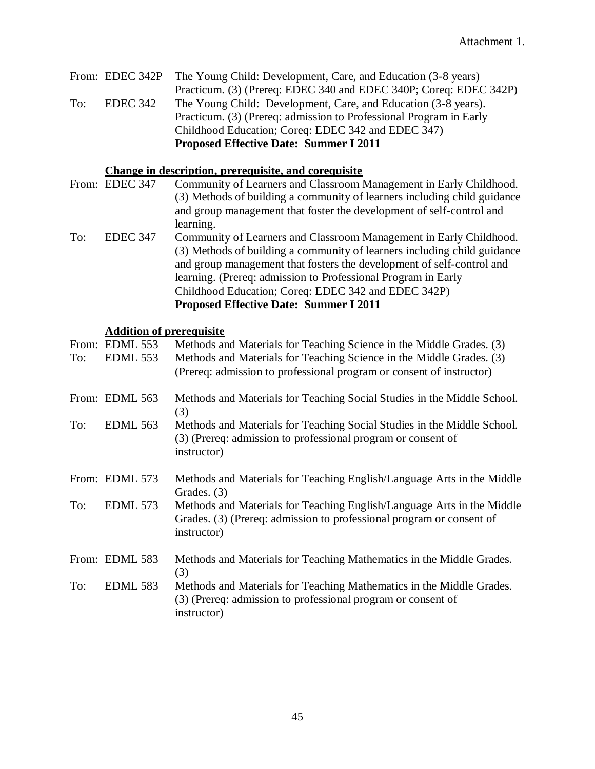Attachment 1.

From: EDEC 342P The Young Child: Development, Care, and Education (3-8 years) Practicum. (3) (Prereq: EDEC 340 and EDEC 340P; Coreq: EDEC 342P)

To: EDEC 342 The Young Child: Development, Care, and Education (3-8 years). Practicum. (3) (Prereq: admission to Professional Program in Early Childhood Education; Coreq: EDEC 342 and EDEC 347)

**Proposed Effective Date: Summer I 2011**

**Change in description, prerequisite, and corequisite**

From: EDEC 347 Community of Learners and Classroom Management in Early Childhood. (3) Methods of building a community of learners including child guidance and group management that foster the development of self-control and learning.

To: EDEC 347 Community of Learners and Classroom Management in Early Childhood. (3) Methods of building a community of learners including child guidance and group management that fosters the development of self-control and learning. (Prereq: admission to Professional Program in Early Childhood Education; Coreq: EDEC 342 and EDEC 342P)

**Proposed Effective Date: Summer I 2011**

**Addition of prerequisite**

From: EDML 553 Methods and Materials for Teaching Science in the Middle Grades. (3)

To: EDML 553 Methods and Materials for Teaching Science in the Middle Grades. (3) (Prereq: admission to professional program or consent of instructor)

From: EDML 563 Methods and Materials for Teaching Social Studies in the Middle School. (3)

To: EDML 563 Methods and Materials for Teaching Social Studies in the Middle School. (3) (Prereq: admission to professional program or consent of instructor)

From: EDML 573 Methods and Materials for Teaching English/Language Arts in the Middle Grades. (3)

To: EDML 573 Methods and Materials for Teaching English/Language Arts in the Middle Grades. (3) (Prereq: admission to professional program or consent of instructor)

From: EDML 583 Methods and Materials for Teaching Mathematics in the Middle Grades. (3)

To: EDML 583 Methods and Materials for Teaching Mathematics in the Middle Grades. (3) (Prereq: admission to professional program or consent of instructor)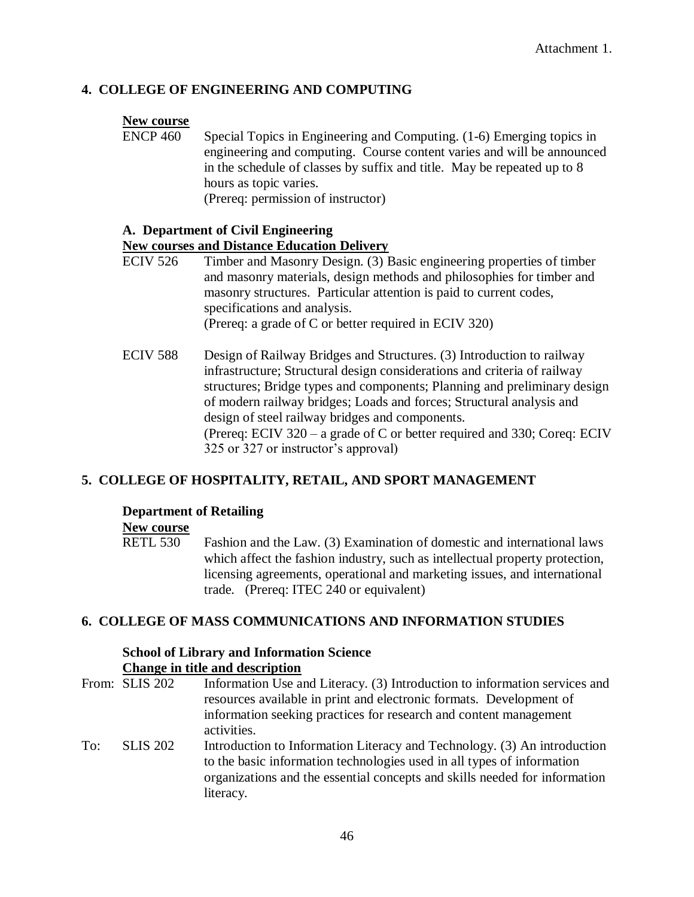Attachment 1.

## 4. COLLEGE OF ENGINEERING AND COMPUTING

**New course**

ENCP 460 Special Topics in Engineering and Computing. (1-6) Emerging topics in engineering and computing. Course content varies and will be announced in the schedule of classes by suffix and title. May be repeated up to 8 hours as topic varies.
(Prereq: permission of instructor)

### A. Department of Civil Engineering

**New courses and Distance Education Delivery**

ECIV 526 Timber and Masonry Design. (3) Basic engineering properties of timber and masonry materials, design methods and philosophies for timber and masonry structures. Particular attention is paid to current codes, specifications and analysis.
(Prereq: a grade of C or better required in ECIV 320)

ECIV 588 Design of Railway Bridges and Structures. (3) Introduction to railway infrastructure; Structural design considerations and criteria of railway structures; Bridge types and components; Planning and preliminary design of modern railway bridges; Loads and forces; Structural analysis and design of steel railway bridges and components.
(Prereq: ECIV 320 – a grade of C or better required and 330; Coreq: ECIV 325 or 327 or instructor's approval)

## 5. COLLEGE OF HOSPITALITY, RETAIL, AND SPORT MANAGEMENT

### Department of Retailing

**New course**

RETL 530 Fashion and the Law. (3) Examination of domestic and international laws which affect the fashion industry, such as intellectual property protection, licensing agreements, operational and marketing issues, and international trade. (Prereq: ITEC 240 or equivalent)

## 6. COLLEGE OF MASS COMMUNICATIONS AND INFORMATION STUDIES

### School of Library and Information Science

**Change in title and description**

From: SLIS 202 Information Use and Literacy. (3) Introduction to information services and resources available in print and electronic formats. Development of information seeking practices for research and content management activities.

To: SLIS 202 Introduction to Information Literacy and Technology. (3) An introduction to the basic information technologies used in all types of information organizations and the essential concepts and skills needed for information literacy.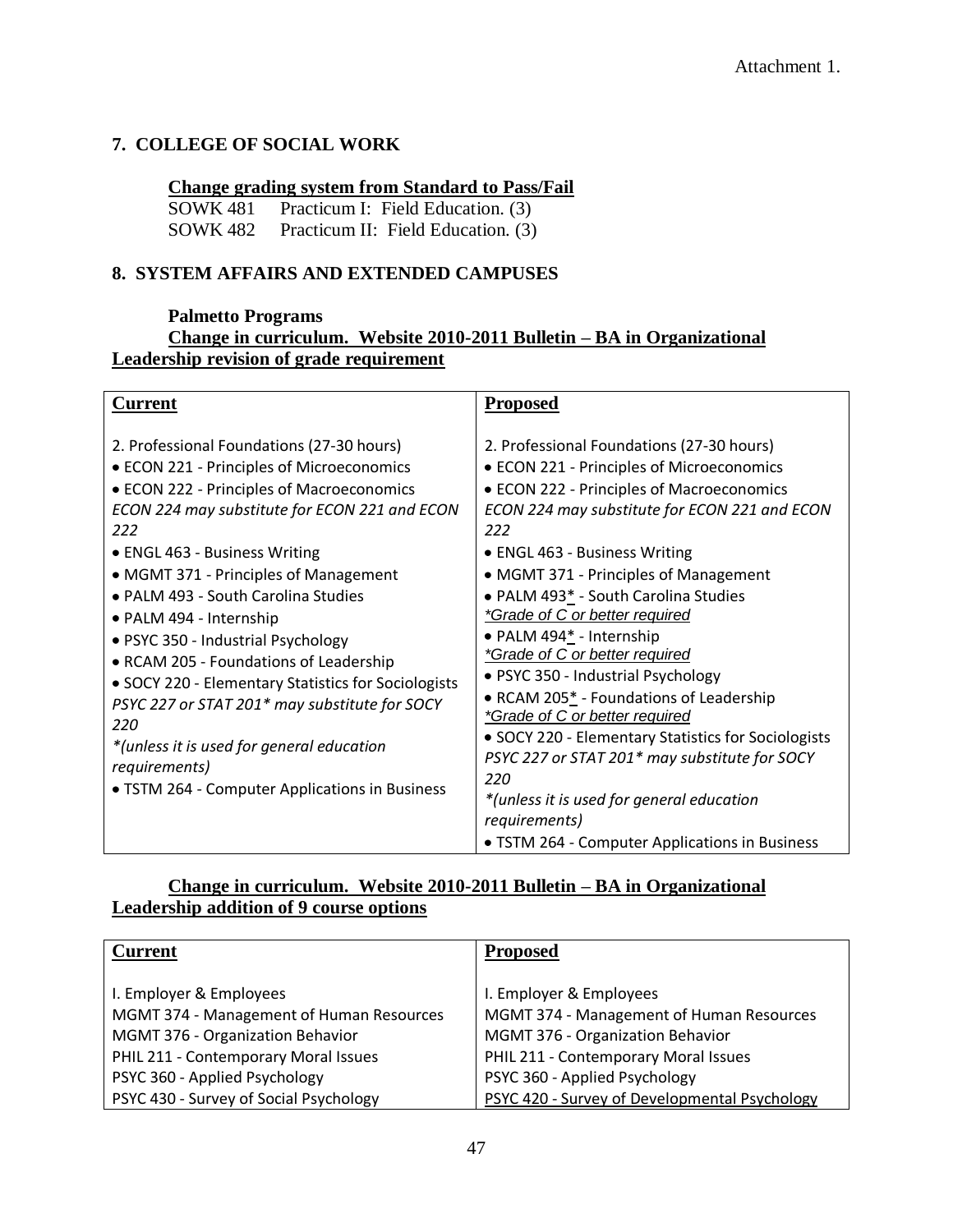Attachment 1.

## 7. COLLEGE OF SOCIAL WORK

**Change grading system from Standard to Pass/Fail**

SOWK 481 Practicum I: Field Education. (3)
SOWK 482 Practicum II: Field Education. (3)

## 8. SYSTEM AFFAIRS AND EXTENDED CAMPUSES

**Palmetto Programs**

**Change in curriculum. Website 2010-2011 Bulletin – BA in Organizational Leadership revision of grade requirement**

| Current | Proposed |
|---|---|
| 2. Professional Foundations (27-30 hours)<br>• ECON 221 - Principles of Microeconomics<br>• ECON 222 - Principles of Macroeconomics<br>*ECON 224 may substitute for ECON 221 and ECON 222*<br>• ENGL 463 - Business Writing<br>• MGMT 371 - Principles of Management<br>• PALM 493 - South Carolina Studies<br>• PALM 494 - Internship<br>• PSYC 350 - Industrial Psychology<br>• RCAM 205 - Foundations of Leadership<br>• SOCY 220 - Elementary Statistics for Sociologists<br>*PSYC 227 or STAT 201* may substitute for SOCY 220*<br>*\*(unless it is used for general education requirements)*<br>• TSTM 264 - Computer Applications in Business | 2. Professional Foundations (27-30 hours)<br>• ECON 221 - Principles of Microeconomics<br>• ECON 222 - Principles of Macroeconomics<br>*ECON 224 may substitute for ECON 221 and ECON 222*<br>• ENGL 463 - Business Writing<br>• MGMT 371 - Principles of Management<br>• PALM 493* - South Carolina Studies<br>*\*Grade of C or better required*<br>• PALM 494* - Internship<br>*\*Grade of C or better required*<br>• PSYC 350 - Industrial Psychology<br>• RCAM 205* - Foundations of Leadership<br>*\*Grade of C or better required*<br>• SOCY 220 - Elementary Statistics for Sociologists<br>*PSYC 227 or STAT 201* may substitute for SOCY 220*<br>*\*(unless it is used for general education requirements)*<br>• TSTM 264 - Computer Applications in Business |

**Change in curriculum. Website 2010-2011 Bulletin – BA in Organizational Leadership addition of 9 course options**

| Current | Proposed |
|---|---|
| I. Employer & Employees<br>MGMT 374 - Management of Human Resources<br>MGMT 376 - Organization Behavior<br>PHIL 211 - Contemporary Moral Issues<br>PSYC 360 - Applied Psychology<br>PSYC 430 - Survey of Social Psychology | I. Employer & Employees<br>MGMT 374 - Management of Human Resources<br>MGMT 376 - Organization Behavior<br>PHIL 211 - Contemporary Moral Issues<br>PSYC 360 - Applied Psychology<br>PSYC 420 - Survey of Developmental Psychology |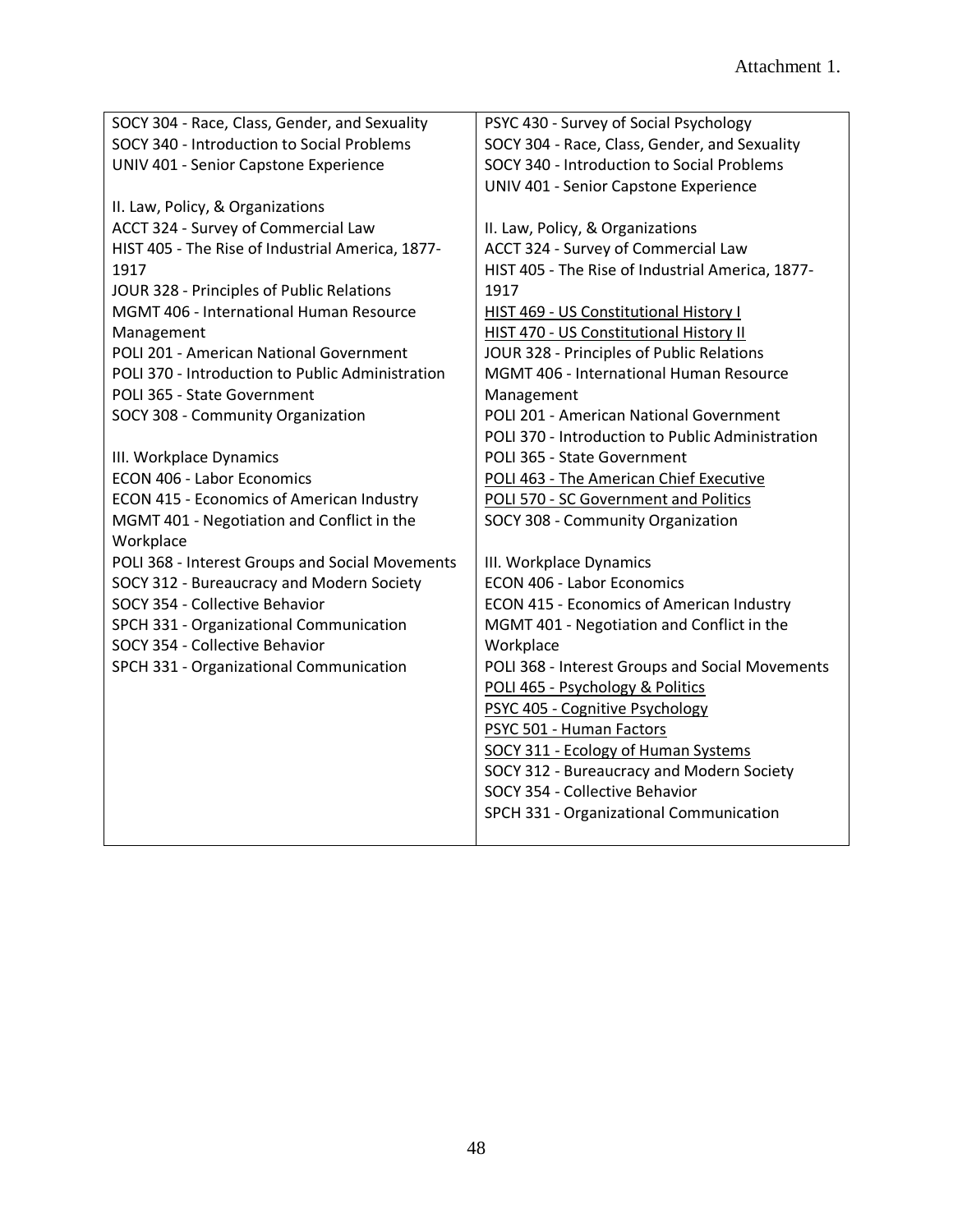Attachment 1.

| | |
|---|---|
| SOCY 304 - Race, Class, Gender, and Sexuality<br>SOCY 340 - Introduction to Social Problems<br>UNIV 401 - Senior Capstone Experience<br><br>II. Law, Policy, & Organizations<br>ACCT 324 - Survey of Commercial Law<br>HIST 405 - The Rise of Industrial America, 1877-1917<br>JOUR 328 - Principles of Public Relations<br>MGMT 406 - International Human Resource Management<br>POLI 201 - American National Government<br>POLI 370 - Introduction to Public Administration<br>POLI 365 - State Government<br>SOCY 308 - Community Organization<br><br>III. Workplace Dynamics<br>ECON 406 - Labor Economics<br>ECON 415 - Economics of American Industry<br>MGMT 401 - Negotiation and Conflict in the Workplace<br>POLI 368 - Interest Groups and Social Movements<br>SOCY 312 - Bureaucracy and Modern Society<br>SOCY 354 - Collective Behavior<br>SPCH 331 - Organizational Communication<br>SOCY 354 - Collective Behavior<br>SPCH 331 - Organizational Communication | PSYC 430 - Survey of Social Psychology<br>SOCY 304 - Race, Class, Gender, and Sexuality<br>SOCY 340 - Introduction to Social Problems<br>UNIV 401 - Senior Capstone Experience<br><br>II. Law, Policy, & Organizations<br>ACCT 324 - Survey of Commercial Law<br>HIST 405 - The Rise of Industrial America, 1877-1917<br><u>HIST 469 - US Constitutional History I</u><br><u>HIST 470 - US Constitutional History II</u><br>JOUR 328 - Principles of Public Relations<br>MGMT 406 - International Human Resource Management<br>POLI 201 - American National Government<br>POLI 370 - Introduction to Public Administration<br>POLI 365 - State Government<br><u>POLI 463 - The American Chief Executive</u><br><u>POLI 570 - SC Government and Politics</u><br>SOCY 308 - Community Organization<br><br>III. Workplace Dynamics<br>ECON 406 - Labor Economics<br>ECON 415 - Economics of American Industry<br>MGMT 401 - Negotiation and Conflict in the Workplace<br>POLI 368 - Interest Groups and Social Movements<br><u>POLI 465 - Psychology & Politics</u><br><u>PSYC 405 - Cognitive Psychology</u><br><u>PSYC 501 - Human Factors</u><br><u>SOCY 311 - Ecology of Human Systems</u><br>SOCY 312 - Bureaucracy and Modern Society<br>SOCY 354 - Collective Behavior<br>SPCH 331 - Organizational Communication |